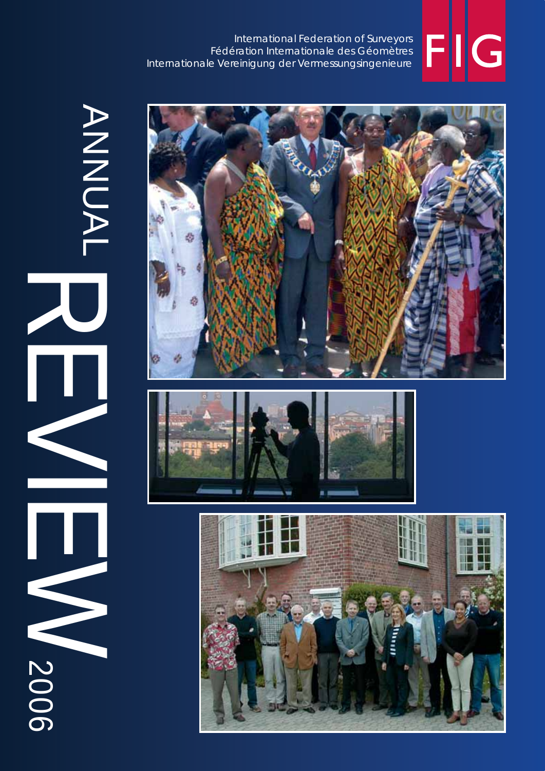International Federation of Surveyors
Fédération Internationale des Géomètres
Internationale Vereinigung der Vermessungsingenieure

FIG

# ANNUAL REVIEW 2006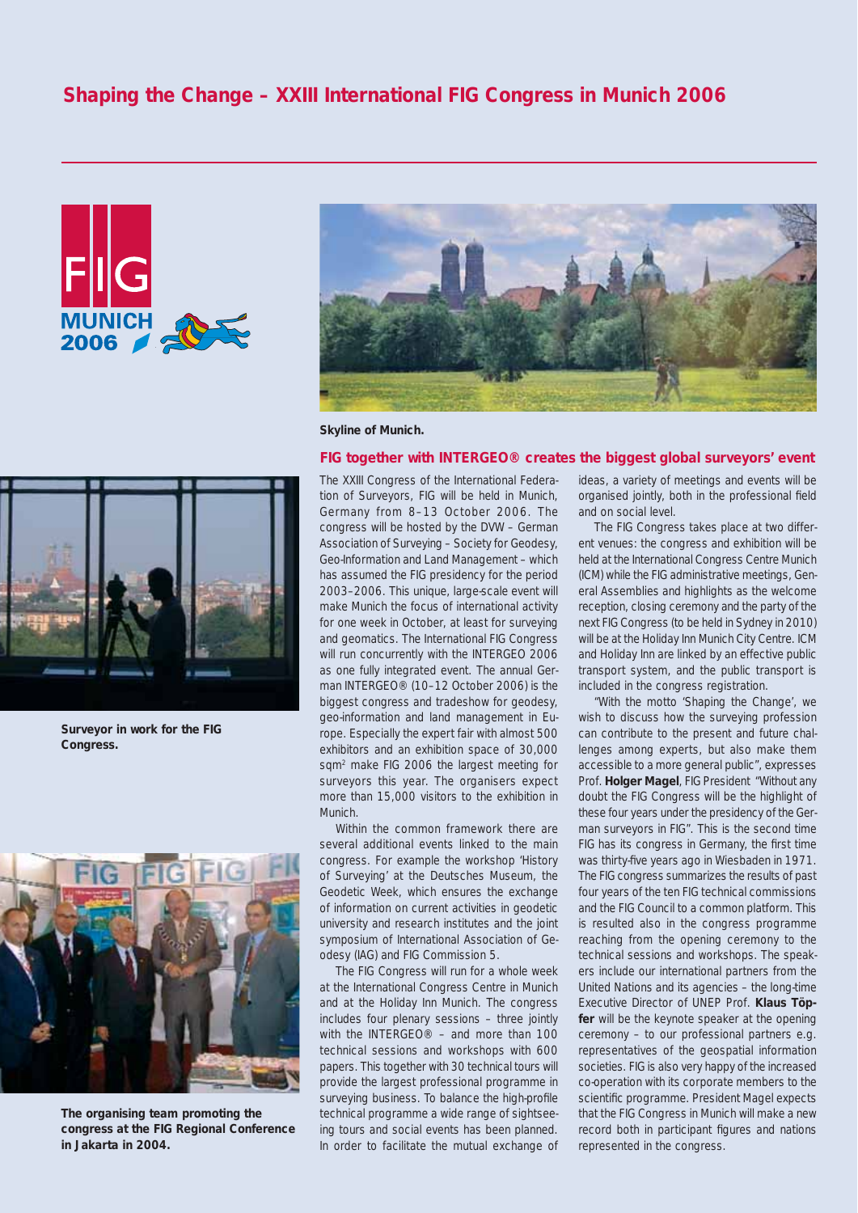# Shaping the Change – XXIII International FIG Congress in Munich 2006

**Skyline of Munich.**

**Surveyor in work for the FIG Congress.**

**The organising team promoting the congress at the FIG Regional Conference in Jakarta in 2004.**

## FIG together with INTERGEO® creates the biggest global surveyors' event

The XXIII Congress of the International Federation of Surveyors, FIG will be held in Munich, Germany from 8–13 October 2006. The congress will be hosted by the DVW – German Association of Surveying – Society for Geodesy, Geo-Information and Land Management – which has assumed the FIG presidency for the period 2003–2006. This unique, large-scale event will make Munich the focus of international activity for one week in October, at least for surveying and geomatics. The International FIG Congress will run concurrently with the INTERGEO 2006 as one fully integrated event. The annual German INTERGEO® (10–12 October 2006) is the biggest congress and tradeshow for geodesy, geo-information and land management in Europe. Especially the expert fair with almost 500 exhibitors and an exhibition space of 30,000 sqm² make FIG 2006 the largest meeting for surveyors this year. The organisers expect more than 15,000 visitors to the exhibition in Munich.

Within the common framework there are several additional events linked to the main congress. For example the workshop 'History of Surveying' at the Deutsches Museum, the Geodetic Week, which ensures the exchange of information on current activities in geodetic university and research institutes and the joint symposium of International Association of Geodesy (IAG) and FIG Commission 5.

The FIG Congress will run for a whole week at the International Congress Centre in Munich and at the Holiday Inn Munich. The congress includes four plenary sessions – three jointly with the INTERGEO® – and more than 100 technical sessions and workshops with 600 papers. This together with 30 technical tours will provide the largest professional programme in surveying business. To balance the high-profile technical programme a wide range of sightseeing tours and social events has been planned. In order to facilitate the mutual exchange of ideas, a variety of meetings and events will be organised jointly, both in the professional field and on social level.

The FIG Congress takes place at two different venues: the congress and exhibition will be held at the International Congress Centre Munich (ICM) while the FIG administrative meetings, General Assemblies and highlights as the welcome reception, closing ceremony and the party of the next FIG Congress (to be held in Sydney in 2010) will be at the Holiday Inn Munich City Centre. ICM and Holiday Inn are linked by an effective public transport system, and the public transport is included in the congress registration.

"With the motto 'Shaping the Change', we wish to discuss how the surveying profession can contribute to the present and future challenges among experts, but also make them accessible to a more general public", expresses Prof. **Holger Magel**, FIG President "Without any doubt the FIG Congress will be the highlight of these four years under the presidency of the German surveyors in FIG". This is the second time FIG has its congress in Germany, the first time was thirty-five years ago in Wiesbaden in 1971. The FIG congress summarizes the results of past four years of the ten FIG technical commissions and the FIG Council to a common platform. This is resulted also in the congress programme reaching from the opening ceremony to the technical sessions and workshops. The speakers include our international partners from the United Nations and its agencies – the long-time Executive Director of UNEP Prof. **Klaus Töpfer** will be the keynote speaker at the opening ceremony – to our professional partners e.g. representatives of the geospatial information societies. FIG is also very happy of the increased co-operation with its corporate members to the scientific programme. President Magel expects that the FIG Congress in Munich will make a new record both in participant figures and nations represented in the congress.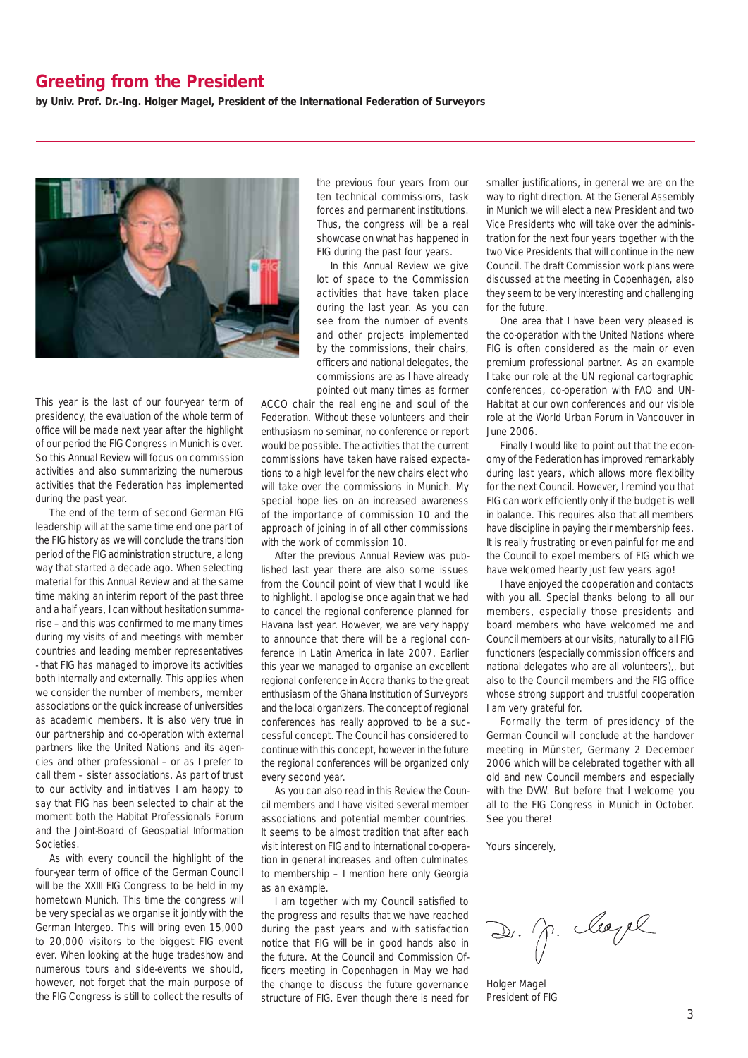## Greeting from the President

**by Univ. Prof. Dr.-Ing. Holger Magel, President of the International Federation of Surveyors**

This year is the last of our four-year term of presidency, the evaluation of the whole term of office will be made next year after the highlight of our period the FIG Congress in Munich is over. So this Annual Review will focus on commission activities and also summarizing the numerous activities that the Federation has implemented during the past year.

The end of the term of second German FIG leadership will at the same time end one part of the FIG history as we will conclude the transition period of the FIG administration structure, a long way that started a decade ago. When selecting material for this Annual Review and at the same time making an interim report of the past three and a half years, I can without hesitation summarise – and this was confirmed to me many times during my visits of and meetings with member countries and leading member representatives - that FIG has managed to improve its activities both internally and externally. This applies when we consider the number of members, member associations or the quick increase of universities as academic members. It is also very true in our partnership and co-operation with external partners like the United Nations and its agencies and other professional – or as I prefer to call them – sister associations. As part of trust to our activity and initiatives I am happy to say that FIG has been selected to chair at the moment both the Habitat Professionals Forum and the Joint-Board of Geospatial Information Societies.

As with every council the highlight of the four-year term of office of the German Council will be the XXIII FIG Congress to be held in my hometown Munich. This time the congress will be very special as we organise it jointly with the German Intergeo. This will bring even 15,000 to 20,000 visitors to the biggest FIG event ever. When looking at the huge tradeshow and numerous tours and side-events we should, however, not forget that the main purpose of the FIG Congress is still to collect the results of the previous four years from our ten technical commissions, task forces and permanent institutions. Thus, the congress will be a real showcase on what has happened in FIG during the past four years.

In this Annual Review we give lot of space to the Commission activities that have taken place during the last year. As you can see from the number of events and other projects implemented by the commissions, their chairs, officers and national delegates, the commissions are as I have already pointed out many times as former ACCO chair the real engine and soul of the Federation. Without these volunteers and their enthusiasm no seminar, no conference or report would be possible. The activities that the current commissions have taken have raised expectations to a high level for the new chairs elect who will take over the commissions in Munich. My special hope lies on an increased awareness of the importance of commission 10 and the approach of joining in of all other commissions with the work of commission 10.

After the previous Annual Review was published last year there are also some issues from the Council point of view that I would like to highlight. I apologise once again that we had to cancel the regional conference planned for Havana last year. However, we are very happy to announce that there will be a regional conference in Latin America in late 2007. Earlier this year we managed to organise an excellent regional conference in Accra thanks to the great enthusiasm of the Ghana Institution of Surveyors and the local organizers. The concept of regional conferences has really approved to be a successful concept. The Council has considered to continue with this concept, however in the future the regional conferences will be organized only every second year.

As you can also read in this Review the Council members and I have visited several member associations and potential member countries. It seems to be almost tradition that after each visit interest on FIG and to international co-operation in general increases and often culminates to membership – I mention here only Georgia as an example.

I am together with my Council satisfied to the progress and results that we have reached during the past years and with satisfaction notice that FIG will be in good hands also in the future. At the Council and Commission Officers meeting in Copenhagen in May we had the change to discuss the future governance structure of FIG. Even though there is need for smaller justifications, in general we are on the way to right direction. At the General Assembly in Munich we will elect a new President and two Vice Presidents who will take over the administration for the next four years together with the two Vice Presidents that will continue in the new Council. The draft Commission work plans were discussed at the meeting in Copenhagen, also they seem to be very interesting and challenging for the future.

One area that I have been very pleased is the co-operation with the United Nations where FIG is often considered as the main or even premium professional partner. As an example I take our role at the UN regional cartographic conferences, co-operation with FAO and UN-Habitat at our own conferences and our visible role at the World Urban Forum in Vancouver in June 2006.

Finally I would like to point out that the economy of the Federation has improved remarkably during last years, which allows more flexibility for the next Council. However, I remind you that FIG can work efficiently only if the budget is well in balance. This requires also that all members have discipline in paying their membership fees. It is really frustrating or even painful for me and the Council to expel members of FIG which we have welcomed hearty just few years ago!

I have enjoyed the cooperation and contacts with you all. Special thanks belong to all our members, especially those presidents and board members who have welcomed me and Council members at our visits, naturally to all FIG functioners (especially commission officers and national delegates who are all volunteers),, but also to the Council members and the FIG office whose strong support and trustful cooperation I am very grateful for.

Formally the term of presidency of the German Council will conclude at the handover meeting in Münster, Germany 2 December 2006 which will be celebrated together with all old and new Council members and especially with the DVW. But before that I welcome you all to the FIG Congress in Munich in October. See you there!

Yours sincerely,

Holger Magel
President of FIG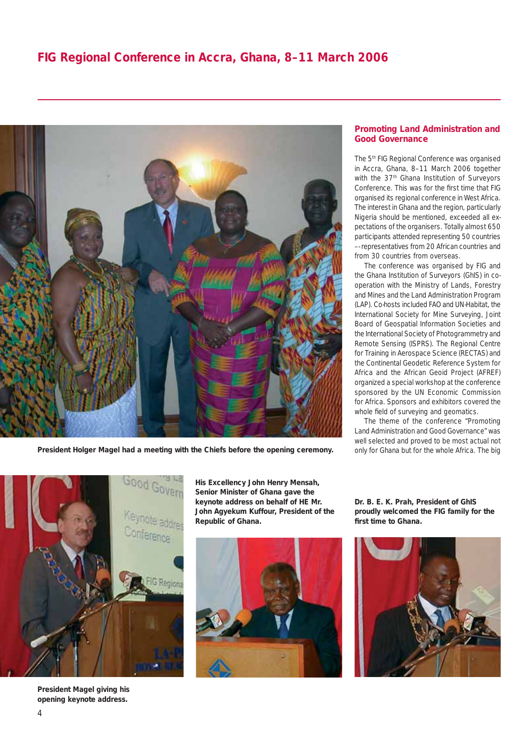# FIG Regional Conference in Accra, Ghana, 8–11 March 2006

President Holger Magel had a meeting with the Chiefs before the opening ceremony.

## Promoting Land Administration and Good Governance

The 5th FIG Regional Conference was organised in Accra, Ghana, 8–11 March 2006 together with the 37th Ghana Institution of Surveyors Conference. This was for the first time that FIG organised its regional conference in West Africa. The interest in Ghana and the region, particularly Nigeria should be mentioned, exceeded all expectations of the organisers. Totally almost 650 participants attended representing 50 countries ––representatives from 20 African countries and from 30 countries from overseas.

The conference was organised by FIG and the Ghana Institution of Surveyors (GhIS) in co-operation with the Ministry of Lands, Forestry and Mines and the Land Administration Program (LAP). Co-hosts included FAO and UN-Habitat, the International Society for Mine Surveying, Joint Board of Geospatial Information Societies and the International Society of Photogrammetry and Remote Sensing (ISPRS). The Regional Centre for Training in Aerospace Science (RECTAS) and the Continental Geodetic Reference System for Africa and the African Geoid Project (AFREF) organized a special workshop at the conference sponsored by the UN Economic Commission for Africa. Sponsors and exhibitors covered the whole field of surveying and geomatics.

The theme of the conference "Promoting Land Administration and Good Governance" was well selected and proved to be most actual not only for Ghana but for the whole Africa. The big

President Magel giving his opening keynote address.

His Excellency John Henry Mensah, Senior Minister of Ghana gave the keynote address on behalf of HE Mr. John Agyekum Kuffour, President of the Republic of Ghana.

Dr. B. E. K. Prah, President of GhIS proudly welcomed the FIG family for the first time to Ghana.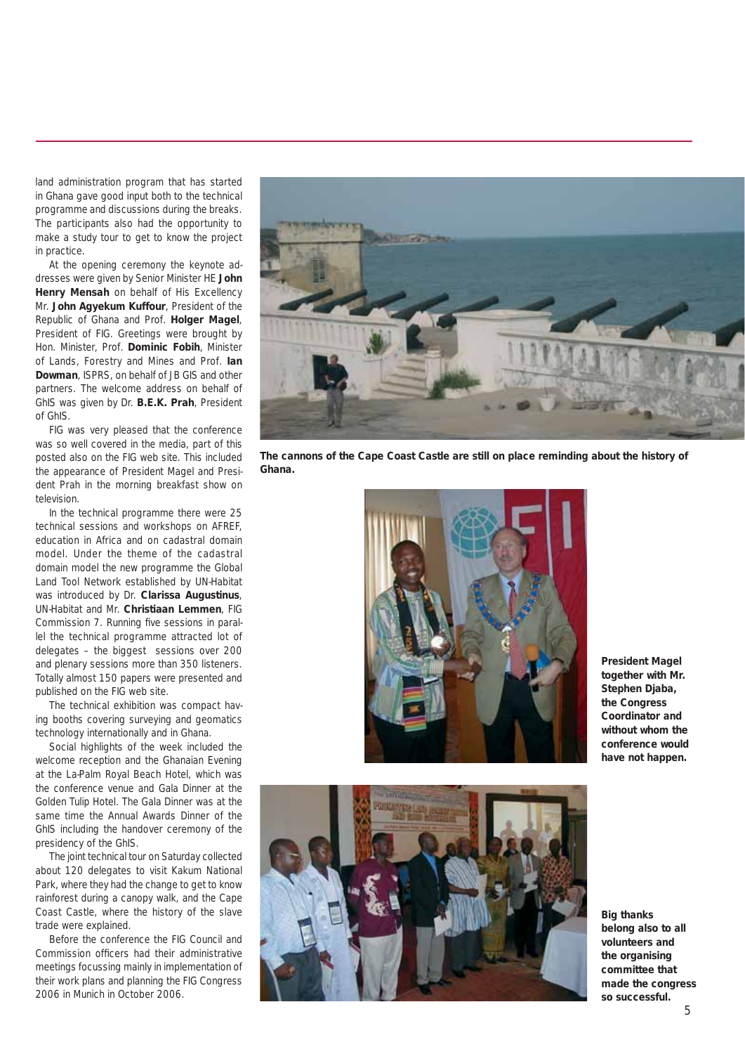land administration program that has started in Ghana gave good input both to the technical programme and discussions during the breaks. The participants also had the opportunity to make a study tour to get to know the project in practice.

At the opening ceremony the keynote addresses were given by Senior Minister HE **John Henry Mensah** on behalf of His Excellency Mr. **John Agyekum Kuffour**, President of the Republic of Ghana and Prof. **Holger Magel**, President of FIG. Greetings were brought by Hon. Minister, Prof. **Dominic Fobih**, Minister of Lands, Forestry and Mines and Prof. **Ian Dowman**, ISPRS, on behalf of JB GIS and other partners. The welcome address on behalf of GhIS was given by Dr. **B.E.K. Prah**, President of GhIS.

FIG was very pleased that the conference was so well covered in the media, part of this posted also on the FIG web site. This included the appearance of President Magel and President Prah in the morning breakfast show on television.

In the technical programme there were 25 technical sessions and workshops on AFREF, education in Africa and on cadastral domain model. Under the theme of the cadastral domain model the new programme the Global Land Tool Network established by UN-Habitat was introduced by Dr. **Clarissa Augustinus**, UN-Habitat and Mr. **Christiaan Lemmen**, FIG Commission 7. Running five sessions in parallel the technical programme attracted lot of delegates – the biggest sessions over 200 and plenary sessions more than 350 listeners. Totally almost 150 papers were presented and published on the FIG web site.

The technical exhibition was compact having booths covering surveying and geomatics technology internationally and in Ghana.

Social highlights of the week included the welcome reception and the Ghanaian Evening at the La-Palm Royal Beach Hotel, which was the conference venue and Gala Dinner at the Golden Tulip Hotel. The Gala Dinner was at the same time the Annual Awards Dinner of the GhIS including the handover ceremony of the presidency of the GhIS.

The joint technical tour on Saturday collected about 120 delegates to visit Kakum National Park, where they had the change to get to know rainforest during a canopy walk, and the Cape Coast Castle, where the history of the slave trade were explained.

Before the conference the FIG Council and Commission officers had their administrative meetings focussing mainly in implementation of their work plans and planning the FIG Congress 2006 in Munich in October 2006.

**The cannons of the Cape Coast Castle are still on place reminding about the history of Ghana.**

**President Magel together with Mr. Stephen Djaba, the Congress Coordinator and without whom the conference would have not happen.**

**Big thanks belong also to all volunteers and the organising committee that made the congress so successful.**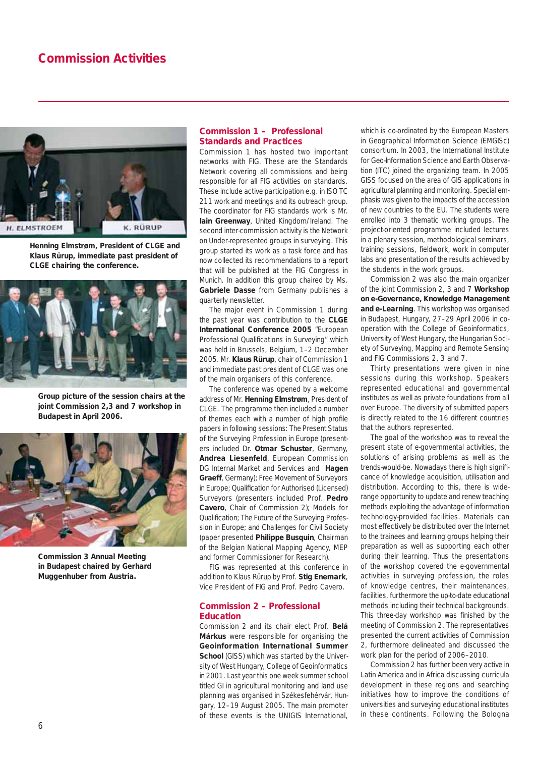# Commission Activities

Henning Elmstrøm, President of CLGE and Klaus Rürup, immediate past president of CLGE chairing the conference.

Group picture of the session chairs at the joint Commission 2,3 and 7 workshop in Budapest in April 2006.

Commission 3 Annual Meeting in Budapest chaired by Gerhard Muggenhuber from Austria.

## Commission 1 – Professional Standards and Practices

Commission 1 has hosted two important networks with FIG. These are the Standards Network covering all commissions and being responsible for all FIG activities on standards. These include active participation e.g. in ISO TC 211 work and meetings and its outreach group. The coordinator for FIG standards work is Mr. **Iain Greenway**, United Kingdom/Ireland. The second inter-commission activity is the Network on Under-represented groups in surveying. This group started its work as a task force and has now collected its recommendations to a report that will be published at the FIG Congress in Munich. In addition this group chaired by Ms. **Gabriele Dasse** from Germany publishes a quarterly newsletter.

The major event in Commission 1 during the past year was contribution to the **CLGE International Conference 2005** "European Professional Qualifications in Surveying" which was held in Brussels, Belgium, 1–2 December 2005. Mr. **Klaus Rürup**, chair of Commission 1 and immediate past president of CLGE was one of the main organisers of this conference.

The conference was opened by a welcome address of Mr. **Henning Elmstrøm**, President of CLGE. The programme then included a number of themes each with a number of high profile papers in following sessions: The Present Status of the Surveying Profession in Europe (presenters included Dr. **Otmar Schuster**, Germany, **Andrea Liesenfeld**, European Commission DG Internal Market and Services and **Hagen Graeff**, Germany); Free Movement of Surveyors in Europe; Qualification for Authorised (Licensed) Surveyors (presenters included Prof. **Pedro Cavero**, Chair of Commission 2); Models for Qualification; The Future of the Surveying Profession in Europe; and Challenges for Civil Society (paper presented **Philippe Busquin**, Chairman of the Belgian National Mapping Agency, MEP and former Commissioner for Research).

FIG was represented at this conference in addition to Klaus Rürup by Prof. **Stig Enemark**, Vice President of FIG and Prof. Pedro Cavero.

## Commission 2 – Professional Education

Commission 2 and its chair elect Prof. **Belá Márkus** were responsible for organising the **Geoinformation International Summer School** (GISS) which was started by the University of West Hungary, College of Geoinformatics in 2001. Last year this one week summer school titled GI in agricultural monitoring and land use planning was organised in Székesfehérvár, Hungary, 12–19 August 2005. The main promoter of these events is the UNIGIS International, which is co-ordinated by the European Masters in Geographical Information Science (EMGISc) consortium. In 2003, the International Institute for Geo-Information Science and Earth Observation (ITC) joined the organizing team. In 2005 GISS focused on the area of GIS applications in agricultural planning and monitoring. Special emphasis was given to the impacts of the accession of new countries to the EU. The students were enrolled into 3 thematic working groups. The project-oriented programme included lectures in a plenary session, methodological seminars, training sessions, fieldwork, work in computer labs and presentation of the results achieved by the students in the work groups.

Commission 2 was also the main organizer of the joint Commission 2, 3 and 7 **Workshop on e-Governance, Knowledge Management and e-Learning**. This workshop was organised in Budapest, Hungary, 27–29 April 2006 in co-operation with the College of Geoinformatics, University of West Hungary, the Hungarian Society of Surveying, Mapping and Remote Sensing and FIG Commissions 2, 3 and 7.

Thirty presentations were given in nine sessions during this workshop. Speakers represented educational and governmental institutes as well as private foundations from all over Europe. The diversity of submitted papers is directly related to the 16 different countries that the authors represented.

The goal of the workshop was to reveal the present state of e-governmental activities, the solutions of arising problems as well as the trends-would-be. Nowadays there is high significance of knowledge acquisition, utilisation and distribution. According to this, there is wide-range opportunity to update and renew teaching methods exploiting the advantage of information technology-provided facilities. Materials can most effectively be distributed over the Internet to the trainees and learning groups helping their preparation as well as supporting each other during their learning. Thus the presentations of the workshop covered the e-governmental activities in surveying profession, the roles of knowledge centres, their maintenances, facilities, furthermore the up-to-date educational methods including their technical backgrounds. This three-day workshop was finished by the meeting of Commission 2. The representatives presented the current activities of Commission 2, furthermore delineated and discussed the work plan for the period of 2006–2010.

Commission 2 has further been very active in Latin America and in Africa discussing curricula development in these regions and searching initiatives how to improve the conditions of universities and surveying educational institutes in these continents. Following the Bologna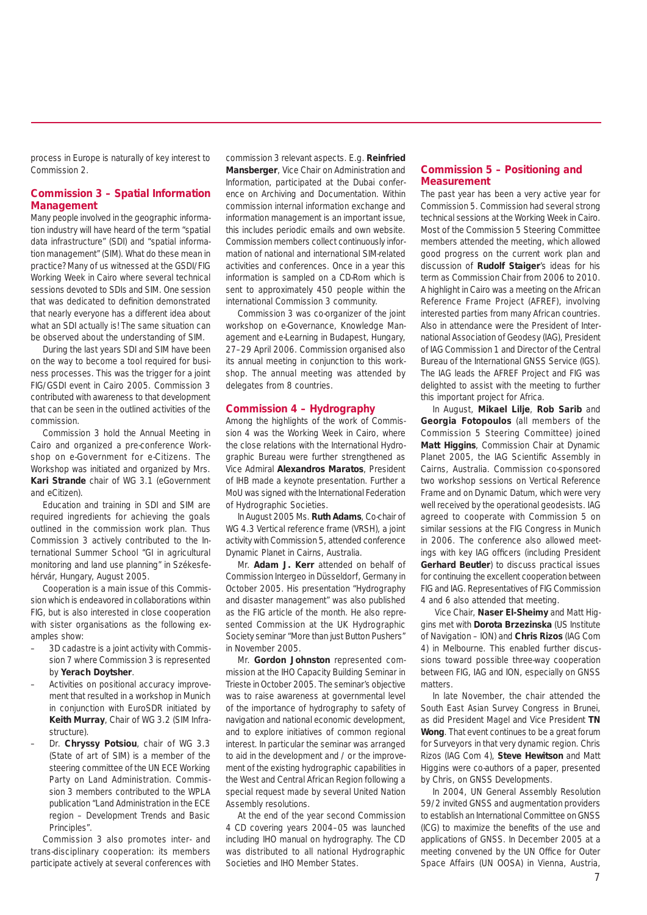process in Europe is naturally of key interest to Commission 2.

## Commission 3 – Spatial Information Management

Many people involved in the geographic information industry will have heard of the term "spatial data infrastructure" (SDI) and "spatial information management" (SIM). What do these mean in practice? Many of us witnessed at the GSDI/FIG Working Week in Cairo where several technical sessions devoted to SDIs and SIM. One session that was dedicated to definition demonstrated that nearly everyone has a different idea about what an SDI actually is! The same situation can be observed about the understanding of SIM.

During the last years SDI and SIM have been on the way to become a tool required for business processes. This was the trigger for a joint FIG/GSDI event in Cairo 2005. Commission 3 contributed with awareness to that development that can be seen in the outlined activities of the commission.

Commission 3 hold the Annual Meeting in Cairo and organized a pre-conference Workshop on e-Government for e-Citizens. The Workshop was initiated and organized by Mrs. **Kari Strande** chair of WG 3.1 (eGovernment and eCitizen).

Education and training in SDI and SIM are required ingredients for achieving the goals outlined in the commission work plan. Thus Commission 3 actively contributed to the International Summer School "GI in agricultural monitoring and land use planning" in Székesfehérvár, Hungary, August 2005.

Cooperation is a main issue of this Commission which is endeavored in collaborations within FIG, but is also interested in close cooperation with sister organisations as the following examples show:

- 3D cadastre is a joint activity with Commission 7 where Commission 3 is represented by **Yerach Doytsher**.
- Activities on positional accuracy improvement that resulted in a workshop in Munich in conjunction with EuroSDR initiated by **Keith Murray**, Chair of WG 3.2 (SIM Infrastructure).
- Dr. **Chryssy Potsiou**, chair of WG 3.3 (State of art of SIM) is a member of the steering committee of the UN ECE Working Party on Land Administration. Commission 3 members contributed to the WPLA publication "Land Administration in the ECE region – Development Trends and Basic Principles".

Commission 3 also promotes inter- and trans-disciplinary cooperation: its members participate actively at several conferences with commission 3 relevant aspects. E.g. **Reinfried Mansberger**, Vice Chair on Administration and Information, participated at the Dubai conference on Archiving and Documentation. Within commission internal information exchange and information management is an important issue, this includes periodic emails and own website. Commission members collect continuously information of national and international SIM-related activities and conferences. Once in a year this information is sampled on a CD-Rom which is sent to approximately 450 people within the international Commission 3 community.

Commission 3 was co-organizer of the joint workshop on e-Governance, Knowledge Management and e-Learning in Budapest, Hungary, 27–29 April 2006. Commission organised also its annual meeting in conjunction to this workshop. The annual meeting was attended by delegates from 8 countries.

## Commission 4 – Hydrography

Among the highlights of the work of Commission 4 was the Working Week in Cairo, where the close relations with the International Hydrographic Bureau were further strengthened as Vice Admiral **Alexandros Maratos**, President of IHB made a keynote presentation. Further a MoU was signed with the International Federation of Hydrographic Societies.

In August 2005 Ms. **Ruth Adams**, Co-chair of WG 4.3 Vertical reference frame (VRSH), a joint activity with Commission 5, attended conference Dynamic Planet in Cairns, Australia.

Mr. **Adam J. Kerr** attended on behalf of Commission Intergeo in Düsseldorf, Germany in October 2005. His presentation "Hydrography and disaster management" was also published as the FIG article of the month. He also represented Commission at the UK Hydrographic Society seminar "More than just Button Pushers" in November 2005.

Mr. **Gordon Johnston** represented commission at the IHO Capacity Building Seminar in Trieste in October 2005. The seminar's objective was to raise awareness at governmental level of the importance of hydrography to safety of navigation and national economic development, and to explore initiatives of common regional interest. In particular the seminar was arranged to aid in the development and / or the improvement of the existing hydrographic capabilities in the West and Central African Region following a special request made by several United Nation Assembly resolutions.

At the end of the year second Commission 4 CD covering years 2004–05 was launched including IHO manual on hydrography. The CD was distributed to all national Hydrographic Societies and IHO Member States.

## Commission 5 – Positioning and Measurement

The past year has been a very active year for Commission 5. Commission had several strong technical sessions at the Working Week in Cairo. Most of the Commission 5 Steering Committee members attended the meeting, which allowed good progress on the current work plan and discussion of **Rudolf Staiger**'s ideas for his term as Commission Chair from 2006 to 2010. A highlight in Cairo was a meeting on the African Reference Frame Project (AFREF), involving interested parties from many African countries. Also in attendance were the President of International Association of Geodesy (IAG), President of IAG Commission 1 and Director of the Central Bureau of the International GNSS Service (IGS). The IAG leads the AFREF Project and FIG was delighted to assist with the meeting to further this important project for Africa.

In August, **Mikael Lilje**, **Rob Sarib** and **Georgia Fotopoulos** (all members of the Commission 5 Steering Committee) joined **Matt Higgins**, Commission Chair at Dynamic Planet 2005, the IAG Scientific Assembly in Cairns, Australia. Commission co-sponsored two workshop sessions on Vertical Reference Frame and on Dynamic Datum, which were very well received by the operational geodesists. IAG agreed to cooperate with Commission 5 on similar sessions at the FIG Congress in Munich in 2006. The conference also allowed meetings with key IAG officers (including President **Gerhard Beutler**) to discuss practical issues for continuing the excellent cooperation between FIG and IAG. Representatives of FIG Commission 4 and 6 also attended that meeting.

Vice Chair, **Naser El-Sheimy** and Matt Higgins met with **Dorota Brzezinska** (US Institute of Navigation – ION) and **Chris Rizos** (IAG Com 4) in Melbourne. This enabled further discussions toward possible three-way cooperation between FIG, IAG and ION, especially on GNSS matters.

In late November, the chair attended the South East Asian Survey Congress in Brunei, as did President Magel and Vice President **TN Wong**. That event continues to be a great forum for Surveyors in that very dynamic region. Chris Rizos (IAG Com 4), **Steve Hewitson** and Matt Higgins were co-authors of a paper, presented by Chris, on GNSS Developments.

In 2004, UN General Assembly Resolution 59/2 invited GNSS and augmentation providers to establish an International Committee on GNSS (ICG) to maximize the benefits of the use and applications of GNSS. In December 2005 at a meeting convened by the UN Office for Outer Space Affairs (UN OOSA) in Vienna, Austria,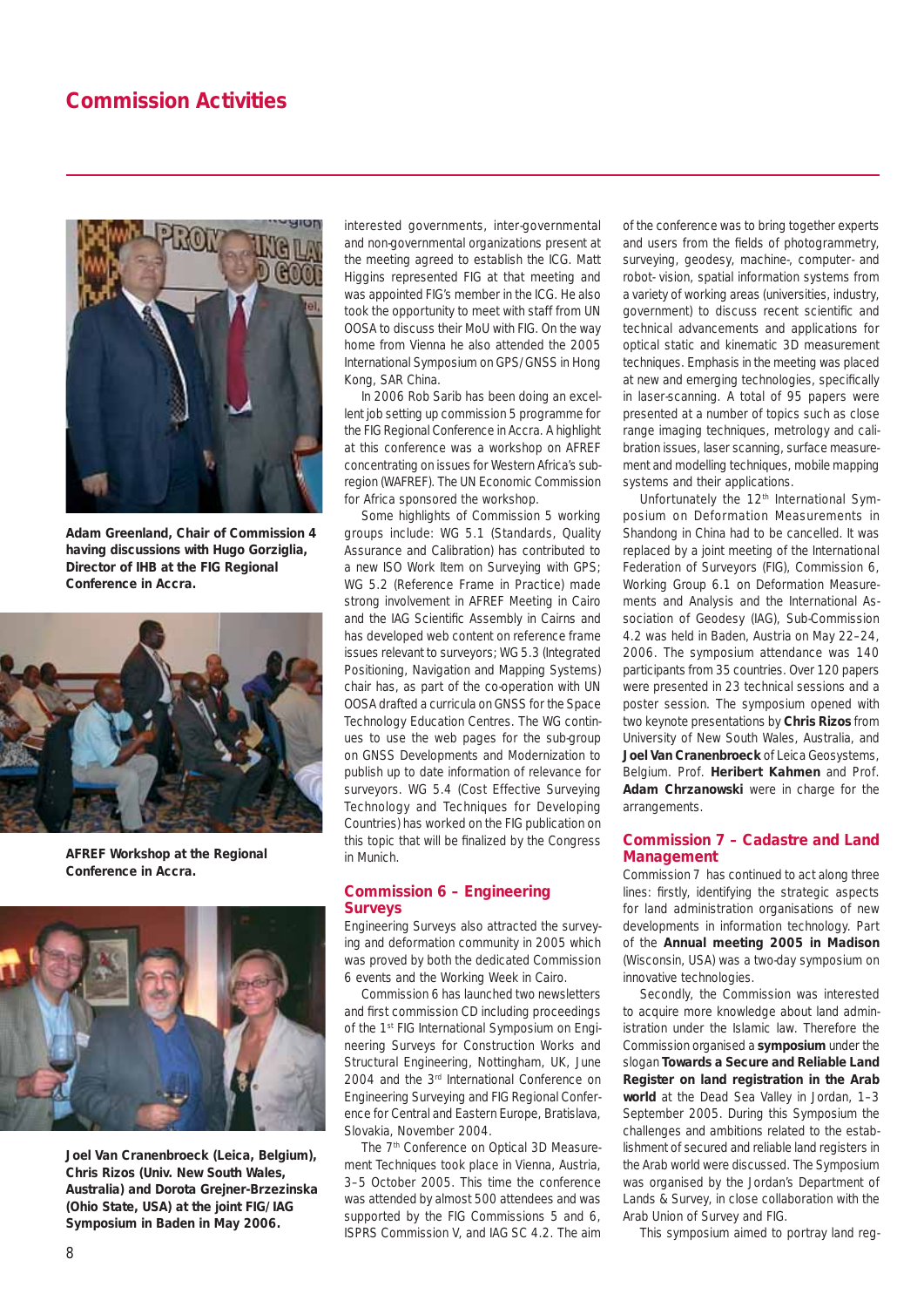## Commission Activities

**Adam Greenland, Chair of Commission 4 having discussions with Hugo Gorziglia, Director of IHB at the FIG Regional Conference in Accra.**

**AFREF Workshop at the Regional Conference in Accra.**

**Joel Van Cranenbroeck (Leica, Belgium), Chris Rizos (Univ. New South Wales, Australia) and Dorota Grejner-Brzezinska (Ohio State, USA) at the joint FIG/IAG Symposium in Baden in May 2006.**

interested governments, inter-governmental and non-governmental organizations present at the meeting agreed to establish the ICG. Matt Higgins represented FIG at that meeting and was appointed FIG's member in the ICG. He also took the opportunity to meet with staff from UN OOSA to discuss their MoU with FIG. On the way home from Vienna he also attended the 2005 International Symposium on GPS/GNSS in Hong Kong, SAR China.

In 2006 Rob Sarib has been doing an excellent job setting up commission 5 programme for the FIG Regional Conference in Accra. A highlight at this conference was a workshop on AFREF concentrating on issues for Western Africa's sub-region (WAFREF). The UN Economic Commission for Africa sponsored the workshop.

Some highlights of Commission 5 working groups include: WG 5.1 (Standards, Quality Assurance and Calibration) has contributed to a new ISO Work Item on Surveying with GPS; WG 5.2 (Reference Frame in Practice) made strong involvement in AFREF Meeting in Cairo and the IAG Scientific Assembly in Cairns and has developed web content on reference frame issues relevant to surveyors; WG 5.3 (Integrated Positioning, Navigation and Mapping Systems) chair has, as part of the co-operation with UN OOSA drafted a curricula on GNSS for the Space Technology Education Centres. The WG continues to use the web pages for the sub-group on GNSS Developments and Modernization to publish up to date information of relevance for surveyors. WG 5.4 (Cost Effective Surveying Technology and Techniques for Developing Countries) has worked on the FIG publication on this topic that will be finalized by the Congress in Munich.

### Commission 6 – Engineering Surveys

Engineering Surveys also attracted the surveying and deformation community in 2005 which was proved by both the dedicated Commission 6 events and the Working Week in Cairo.

Commission 6 has launched two newsletters and first commission CD including proceedings of the 1st FIG International Symposium on Engineering Surveys for Construction Works and Structural Engineering, Nottingham, UK, June 2004 and the 3rd International Conference on Engineering Surveying and FIG Regional Conference for Central and Eastern Europe, Bratislava, Slovakia, November 2004.

The 7th Conference on Optical 3D Measurement Techniques took place in Vienna, Austria, 3–5 October 2005. This time the conference was attended by almost 500 attendees and was supported by the FIG Commissions 5 and 6, ISPRS Commission V, and IAG SC 4.2. The aim of the conference was to bring together experts and users from the fields of photogrammetry, surveying, geodesy, machine-, computer- and robot- vision, spatial information systems from a variety of working areas (universities, industry, government) to discuss recent scientific and technical advancements and applications for optical static and kinematic 3D measurement techniques. Emphasis in the meeting was placed at new and emerging technologies, specifically in laser-scanning. A total of 95 papers were presented at a number of topics such as close range imaging techniques, metrology and calibration issues, laser scanning, surface measurement and modelling techniques, mobile mapping systems and their applications.

Unfortunately the 12th International Symposium on Deformation Measurements in Shandong in China had to be cancelled. It was replaced by a joint meeting of the International Federation of Surveyors (FIG), Commission 6, Working Group 6.1 on Deformation Measurements and Analysis and the International Association of Geodesy (IAG), Sub-Commission 4.2 was held in Baden, Austria on May 22–24, 2006. The symposium attendance was 140 participants from 35 countries. Over 120 papers were presented in 23 technical sessions and a poster session. The symposium opened with two keynote presentations by **Chris Rizos** from University of New South Wales, Australia, and **Joel Van Cranenbroeck** of Leica Geosystems, Belgium. Prof. **Heribert Kahmen** and Prof. **Adam Chrzanowski** were in charge for the arrangements.

### Commission 7 – Cadastre and Land Management

Commission 7 has continued to act along three lines: firstly, identifying the strategic aspects for land administration organisations of new developments in information technology. Part of the **Annual meeting 2005 in Madison** (Wisconsin, USA) was a two-day symposium on innovative technologies.

Secondly, the Commission was interested to acquire more knowledge about land administration under the Islamic law. Therefore the Commission organised a **symposium** under the slogan **Towards a Secure and Reliable Land Register on land registration in the Arab world** at the Dead Sea Valley in Jordan, 1–3 September 2005. During this Symposium the challenges and ambitions related to the establishment of secured and reliable land registers in the Arab world were discussed. The Symposium was organised by the Jordan's Department of Lands & Survey, in close collaboration with the Arab Union of Survey and FIG.

This symposium aimed to portray land reg-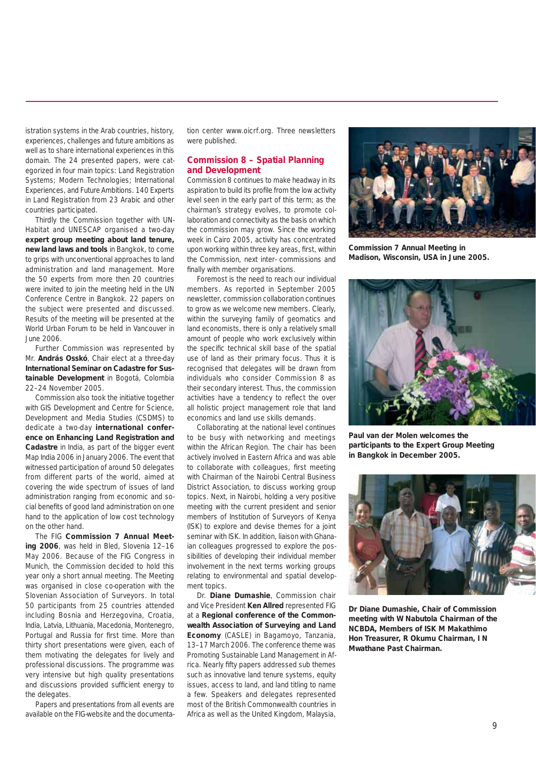istration systems in the Arab countries, history, experiences, challenges and future ambitions as well as to share international experiences in this domain. The 24 presented papers, were categorized in four main topics: Land Registration Systems; Modern Technologies; International Experiences, and Future Ambitions. 140 Experts in Land Registration from 23 Arabic and other countries participated.

Thirdly the Commission together with UN-Habitat and UNESCAP organised a two-day **expert group meeting about land tenure, new land laws and tools** in Bangkok, to come to grips with unconventional approaches to land administration and land management. More the 50 experts from more then 20 countries were invited to join the meeting held in the UN Conference Centre in Bangkok. 22 papers on the subject were presented and discussed. Results of the meeting will be presented at the World Urban Forum to be held in Vancouver in June 2006.

Further Commission was represented by Mr. **András Osskó**, Chair elect at a three-day **International Seminar on Cadastre for Sustainable Development** in Bogotá, Colombia 22–24 November 2005.

Commission also took the initiative together with GIS Development and Centre for Science, Development and Media Studies (CSDMS) to dedicate a two-day **international conference on Enhancing Land Registration and Cadastre** in India, as part of the bigger event Map India 2006 in January 2006. The event that witnessed participation of around 50 delegates from different parts of the world, aimed at covering the wide spectrum of issues of land administration ranging from economic and social benefits of good land administration on one hand to the application of low cost technology on the other hand.

The FIG **Commission 7 Annual Meeting 2006**, was held in Bled, Slovenia 12–16 May 2006. Because of the FIG Congress in Munich, the Commission decided to hold this year only a short annual meeting. The Meeting was organised in close co-operation with the Slovenian Association of Surveyors. In total 50 participants from 25 countries attended including Bosnia and Herzegovina, Croatia, India, Latvia, Lithuania, Macedonia, Montenegro, Portugal and Russia for first time. More than thirty short presentations were given, each of them motivating the delegates for lively and professional discussions. The programme was very intensive but high quality presentations and discussions provided sufficient energy to the delegates.

Papers and presentations from all events are available on the FIG-website and the documentation center www.oicrf.org. Three newsletters were published.

## Commission 8 – Spatial Planning and Development

Commission 8 continues to make headway in its aspiration to build its profile from the low activity level seen in the early part of this term; as the chairman's strategy evolves, to promote collaboration and connectivity as the basis on which the commission may grow. Since the working week in Cairo 2005, activity has concentrated upon working within three key areas, first, within the Commission, next inter- commissions and finally with member organisations.

Foremost is the need to reach our individual members. As reported in September 2005 newsletter, commission collaboration continues to grow as we welcome new members. Clearly, within the surveying family of geomatics and land economists, there is only a relatively small amount of people who work exclusively within the specific technical skill base of the spatial use of land as their primary focus. Thus it is recognised that delegates will be drawn from individuals who consider Commission 8 as their secondary interest. Thus, the commission activities have a tendency to reflect the over all holistic project management role that land economics and land use skills demands.

Collaborating at the national level continues to be busy with networking and meetings within the African Region. The chair has been actively involved in Eastern Africa and was able to collaborate with colleagues, first meeting with Chairman of the Nairobi Central Business District Association, to discuss working group topics. Next, in Nairobi, holding a very positive meeting with the current president and senior members of Institution of Surveyors of Kenya (ISK) to explore and devise themes for a joint seminar with ISK. In addition, liaison with Ghanaian colleagues progressed to explore the possibilities of developing their individual member involvement in the next terms working groups relating to environmental and spatial development topics.

Dr. **Diane Dumashie**, Commission chair and Vice President **Ken Allred** represented FIG at a **Regional conference of the Commonwealth Association of Surveying and Land Economy** (CASLE) in Bagamoyo, Tanzania, 13–17 March 2006. The conference theme was Promoting Sustainable Land Management in Africa. Nearly fifty papers addressed sub themes such as innovative land tenure systems, equity issues, access to land, and land titling to name a few. Speakers and delegates represented most of the British Commonwealth countries in Africa as well as the United Kingdom, Malaysia,

**Commission 7 Annual Meeting in Madison, Wisconsin, USA in June 2005.**

**Paul van der Molen welcomes the participants to the Expert Group Meeting in Bangkok in December 2005.**

**Dr Diane Dumashie, Chair of Commission meeting with W Nabutola Chairman of the NCBDA, Members of ISK M Makathimo Hon Treasurer, R Okumu Chairman, I N Mwathane Past Chairman.**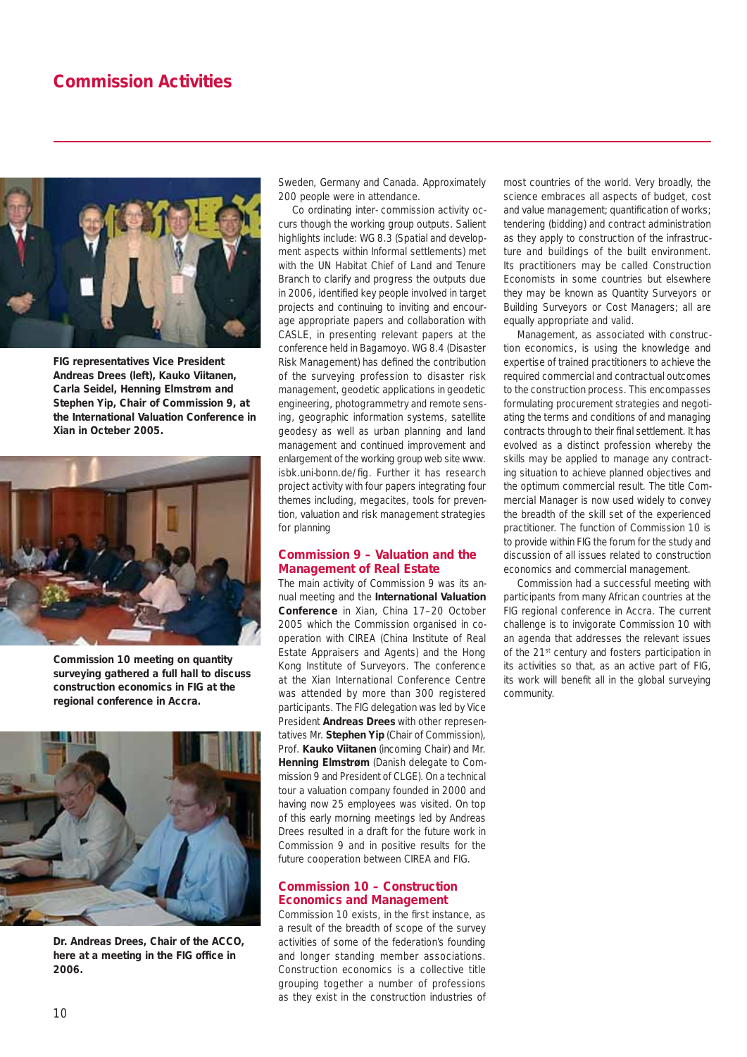## Commission Activities

FIG representatives Vice President Andreas Drees (left), Kauko Viitanen, Carla Seidel, Henning Elmstrøm and Stephen Yip, Chair of Commission 9, at the International Valuation Conference in Xian in Octeber 2005.

Commission 10 meeting on quantity surveying gathered a full hall to discuss construction economics in FIG at the regional conference in Accra.

Dr. Andreas Drees, Chair of the ACCO, here at a meeting in the FIG office in 2006.

Sweden, Germany and Canada. Approximately 200 people were in attendance.

Co ordinating inter- commission activity occurs though the working group outputs. Salient highlights include: WG 8.3 (Spatial and development aspects within Informal settlements) met with the UN Habitat Chief of Land and Tenure Branch to clarify and progress the outputs due in 2006, identified key people involved in target projects and continuing to inviting and encourage appropriate papers and collaboration with CASLE, in presenting relevant papers at the conference held in Bagamoyo. WG 8.4 (Disaster Risk Management) has defined the contribution of the surveying profession to disaster risk management, geodetic applications in geodetic engineering, photogrammetry and remote sensing, geographic information systems, satellite geodesy as well as urban planning and land management and continued improvement and enlargement of the working group web site www.isbk.uni-bonn.de/fig. Further it has research project activity with four papers integrating four themes including, megacites, tools for prevention, valuation and risk management strategies for planning

### Commission 9 – Valuation and the Management of Real Estate

The main activity of Commission 9 was its annual meeting and the **International Valuation Conference** in Xian, China 17–20 October 2005 which the Commission organised in cooperation with CIREA (China Institute of Real Estate Appraisers and Agents) and the Hong Kong Institute of Surveyors. The conference at the Xian International Conference Centre was attended by more than 300 registered participants. The FIG delegation was led by Vice President **Andreas Drees** with other representatives Mr. **Stephen Yip** (Chair of Commission), Prof. **Kauko Viitanen** (incoming Chair) and Mr. **Henning Elmstrøm** (Danish delegate to Commission 9 and President of CLGE). On a technical tour a valuation company founded in 2000 and having now 25 employees was visited. On top of this early morning meetings led by Andreas Drees resulted in a draft for the future work in Commission 9 and in positive results for the future cooperation between CIREA and FIG.

### Commission 10 – Construction Economics and Management

Commission 10 exists, in the first instance, as a result of the breadth of scope of the survey activities of some of the federation's founding and longer standing member associations. Construction economics is a collective title grouping together a number of professions as they exist in the construction industries of most countries of the world. Very broadly, the science embraces all aspects of budget, cost and value management; quantification of works; tendering (bidding) and contract administration as they apply to construction of the infrastructure and buildings of the built environment. Its practitioners may be called Construction Economists in some countries but elsewhere they may be known as Quantity Surveyors or Building Surveyors or Cost Managers; all are equally appropriate and valid.

Management, as associated with construction economics, is using the knowledge and expertise of trained practitioners to achieve the required commercial and contractual outcomes to the construction process. This encompasses formulating procurement strategies and negotiating the terms and conditions of and managing contracts through to their final settlement. It has evolved as a distinct profession whereby the skills may be applied to manage any contracting situation to achieve planned objectives and the optimum commercial result. The title Commercial Manager is now used widely to convey the breadth of the skill set of the experienced practitioner. The function of Commission 10 is to provide within FIG the forum for the study and discussion of all issues related to construction economics and commercial management.

Commission had a successful meeting with participants from many African countries at the FIG regional conference in Accra. The current challenge is to invigorate Commission 10 with an agenda that addresses the relevant issues of the 21st century and fosters participation in its activities so that, as an active part of FIG, its work will benefit all in the global surveying community.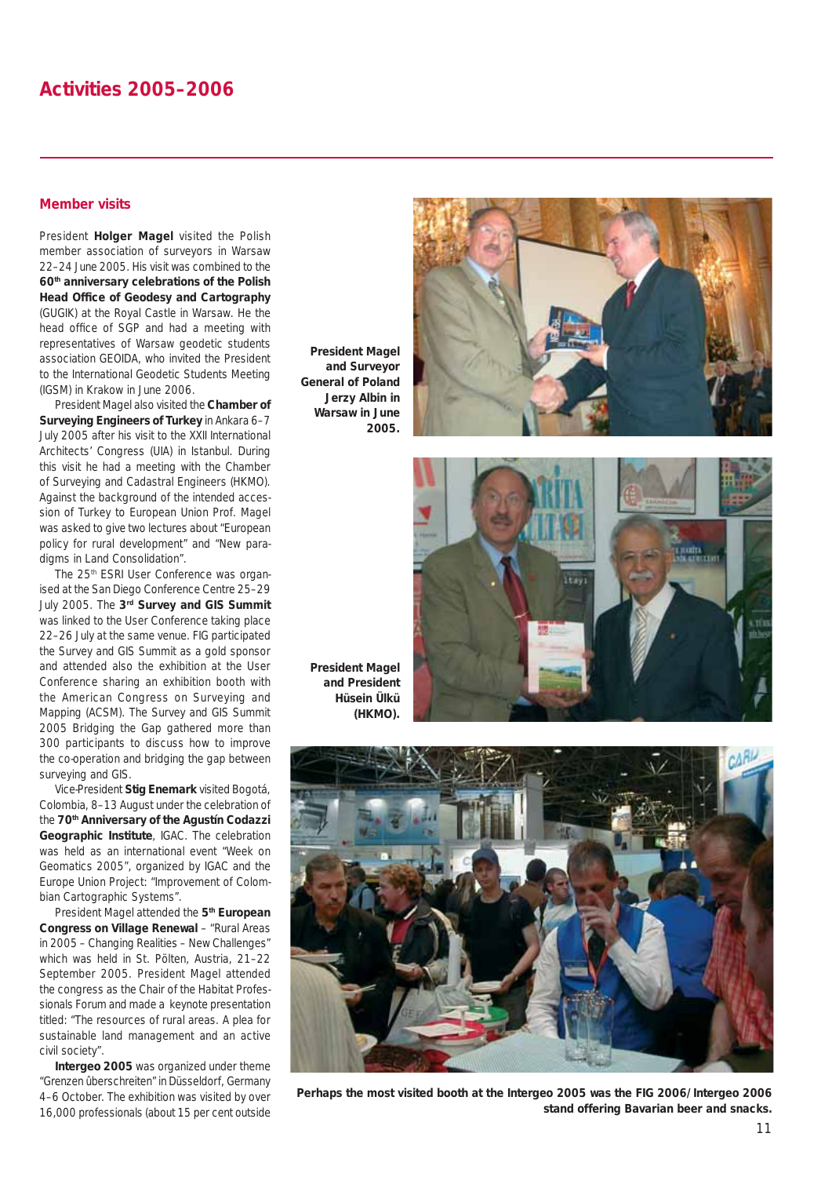## Activities 2005–2006

### Member visits

President **Holger Magel** visited the Polish member association of surveyors in Warsaw 22–24 June 2005. His visit was combined to the **60th anniversary celebrations of the Polish Head Office of Geodesy and Cartography** (GUGIK) at the Royal Castle in Warsaw. He the head office of SGP and had a meeting with representatives of Warsaw geodetic students association GEOIDA, who invited the President to the International Geodetic Students Meeting (IGSM) in Krakow in June 2006.

President Magel also visited the **Chamber of Surveying Engineers of Turkey** in Ankara 6–7 July 2005 after his visit to the XXII International Architects' Congress (UIA) in Istanbul. During this visit he had a meeting with the Chamber of Surveying and Cadastral Engineers (HKMO). Against the background of the intended accession of Turkey to European Union Prof. Magel was asked to give two lectures about "European policy for rural development" and "New paradigms in Land Consolidation".

The 25th ESRI User Conference was organised at the San Diego Conference Centre 25–29 July 2005. The **3rd Survey and GIS Summit** was linked to the User Conference taking place 22–26 July at the same venue. FIG participated the Survey and GIS Summit as a gold sponsor and attended also the exhibition at the User Conference sharing an exhibition booth with the American Congress on Surveying and Mapping (ACSM). The Survey and GIS Summit 2005 Bridging the Gap gathered more than 300 participants to discuss how to improve the co-operation and bridging the gap between surveying and GIS.

Vice-President **Stig Enemark** visited Bogotá, Colombia, 8–13 August under the celebration of the **70th Anniversary of the Agustín Codazzi Geographic Institute**, IGAC. The celebration was held as an international event "Week on Geomatics 2005", organized by IGAC and the Europe Union Project: "Improvement of Colombian Cartographic Systems".

President Magel attended the **5th European Congress on Village Renewal** – "Rural Areas in 2005 – Changing Realities – New Challenges" which was held in St. Pölten, Austria, 21–22 September 2005. President Magel attended the congress as the Chair of the Habitat Professionals Forum and made a keynote presentation titled: "The resources of rural areas. A plea for sustainable land management and an active civil society".

**Intergeo 2005** was organized under theme "Grenzen überschreiten" in Düsseldorf, Germany 4–6 October. The exhibition was visited by over 16,000 professionals (about 15 per cent outside

**President Magel and Surveyor General of Poland Jerzy Albin in Warsaw in June 2005.**

**President Magel and President Hüsein Ülkü (HKMO).**

**Perhaps the most visited booth at the Intergeo 2005 was the FIG 2006/Intergeo 2006 stand offering Bavarian beer and snacks.**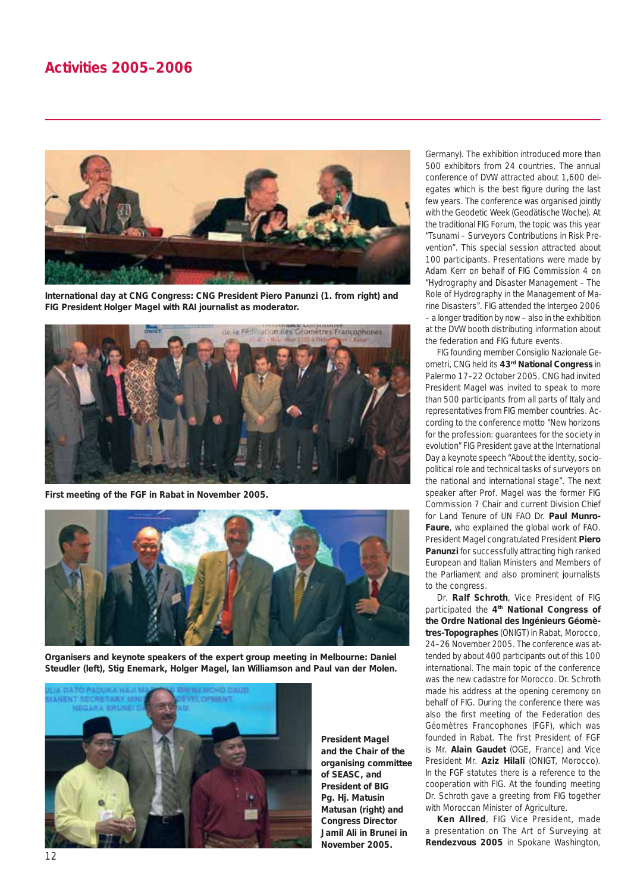## Activities 2005–2006

International day at CNG Congress: CNG President Piero Panunzi (1. from right) and FIG President Holger Magel with RAI journalist as moderator.

First meeting of the FGF in Rabat in November 2005.

Organisers and keynote speakers of the expert group meeting in Melbourne: Daniel Steudler (left), Stig Enemark, Holger Magel, Ian Williamson and Paul van der Molen.

President Magel and the Chair of the organising committee of SEASC, and President of BIG Pg. Hj. Matusin Matusan (right) and Congress Director Jamil Ali in Brunei in November 2005.

Germany). The exhibition introduced more than 500 exhibitors from 24 countries. The annual conference of DVW attracted about 1,600 delegates which is the best figure during the last few years. The conference was organised jointly with the Geodetic Week (Geodätische Woche). At the traditional FIG Forum, the topic was this year "Tsunami – Surveyors Contributions in Risk Prevention". This special session attracted about 100 participants. Presentations were made by Adam Kerr on behalf of FIG Commission 4 on "Hydrography and Disaster Management – The Role of Hydrography in the Management of Marine Disasters". FIG attended the Intergeo 2006 – a longer tradition by now – also in the exhibition at the DVW booth distributing information about the federation and FIG future events.

FIG founding member Consiglio Nazionale Geometri, CNG held its **43rd National Congress** in Palermo 17–22 October 2005. CNG had invited President Magel was invited to speak to more than 500 participants from all parts of Italy and representatives from FIG member countries. According to the conference motto "New horizons for the profession: guarantees for the society in evolution" FIG President gave at the International Day a keynote speech "About the identity, socio-political role and technical tasks of surveyors on the national and international stage". The next speaker after Prof. Magel was the former FIG Commission 7 Chair and current Division Chief for Land Tenure of UN FAO Dr. **Paul Munro-Faure**, who explained the global work of FAO. President Magel congratulated President **Piero Panunzi** for successfully attracting high ranked European and Italian Ministers and Members of the Parliament and also prominent journalists to the congress.

Dr. **Ralf Schroth**, Vice President of FIG participated the **4th National Congress of the Ordre National des Ingénieurs Géomètres-Topographes** (ONIGT) in Rabat, Morocco, 24–26 November 2005. The conference was attended by about 400 participants out of this 100 international. The main topic of the conference was the new cadastre for Morocco. Dr. Schroth made his address at the opening ceremony on behalf of FIG. During the conference there was also the first meeting of the Federation des Géomètres Francophones (FGF), which was founded in Rabat. The first President of FGF is Mr. **Alain Gaudet** (OGE, France) and Vice President Mr. **Aziz Hilali** (ONIGT, Morocco). In the FGF statutes there is a reference to the cooperation with FIG. At the founding meeting Dr. Schroth gave a greeting from FIG together with Moroccan Minister of Agriculture.

**Ken Allred**, FIG Vice President, made a presentation on The Art of Surveying at **Rendezvous 2005** in Spokane Washington,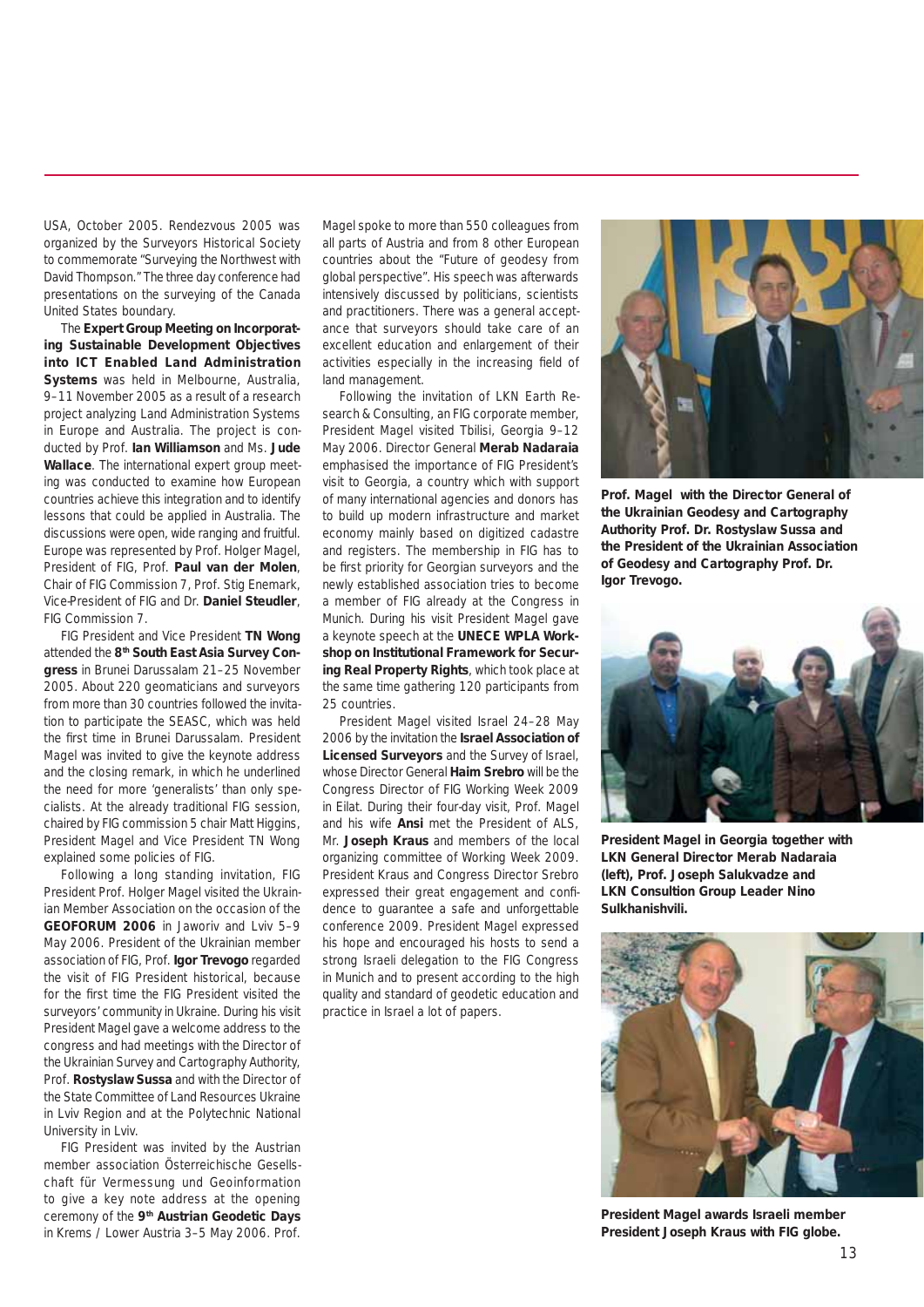USA, October 2005. Rendezvous 2005 was organized by the Surveyors Historical Society to commemorate "Surveying the Northwest with David Thompson." The three day conference had presentations on the surveying of the Canada United States boundary.

The **Expert Group Meeting on Incorporating Sustainable Development Objectives into ICT Enabled Land Administration Systems** was held in Melbourne, Australia, 9–11 November 2005 as a result of a research project analyzing Land Administration Systems in Europe and Australia. The project is conducted by Prof. **Ian Williamson** and Ms. **Jude Wallace**. The international expert group meeting was conducted to examine how European countries achieve this integration and to identify lessons that could be applied in Australia. The discussions were open, wide ranging and fruitful. Europe was represented by Prof. Holger Magel, President of FIG, Prof. **Paul van der Molen**, Chair of FIG Commission 7, Prof. Stig Enemark, Vice-President of FIG and Dr. **Daniel Steudler**, FIG Commission 7.

FIG President and Vice President **TN Wong** attended the **8th South East Asia Survey Congress** in Brunei Darussalam 21–25 November 2005. About 220 geomaticians and surveyors from more than 30 countries followed the invitation to participate the SEASC, which was held the first time in Brunei Darussalam. President Magel was invited to give the keynote address and the closing remark, in which he underlined the need for more 'generalists' than only specialists. At the already traditional FIG session, chaired by FIG commission 5 chair Matt Higgins, President Magel and Vice President TN Wong explained some policies of FIG.

Following a long standing invitation, FIG President Prof. Holger Magel visited the Ukrainian Member Association on the occasion of the **GEOFORUM 2006** in Jaworiv and Lviv 5–9 May 2006. President of the Ukrainian member association of FIG, Prof. **Igor Trevogo** regarded the visit of FIG President historical, because for the first time the FIG President visited the surveyors' community in Ukraine. During his visit President Magel gave a welcome address to the congress and had meetings with the Director of the Ukrainian Survey and Cartography Authority, Prof. **Rostyslaw Sussa** and with the Director of the State Committee of Land Resources Ukraine in Lviv Region and at the Polytechnic National University in Lviv.

FIG President was invited by the Austrian member association Österreichische Gesellschaft für Vermessung und Geoinformation to give a key note address at the opening ceremony of the **9th Austrian Geodetic Days** in Krems / Lower Austria 3–5 May 2006. Prof. Magel spoke to more than 550 colleagues from all parts of Austria and from 8 other European countries about the "Future of geodesy from global perspective". His speech was afterwards intensively discussed by politicians, scientists and practitioners. There was a general acceptance that surveyors should take care of an excellent education and enlargement of their activities especially in the increasing field of land management.

Following the invitation of LKN Earth Research & Consulting, an FIG corporate member, President Magel visited Tbilisi, Georgia 9–12 May 2006. Director General **Merab Nadaraia** emphasised the importance of FIG President's visit to Georgia, a country which with support of many international agencies and donors has to build up modern infrastructure and market economy mainly based on digitized cadastre and registers. The membership in FIG has to be first priority for Georgian surveyors and the newly established association tries to become a member of FIG already at the Congress in Munich. During his visit President Magel gave a keynote speech at the **UNECE WPLA Workshop on Institutional Framework for Securing Real Property Rights**, which took place at the same time gathering 120 participants from 25 countries.

President Magel visited Israel 24–28 May 2006 by the invitation the **Israel Association of Licensed Surveyors** and the Survey of Israel, whose Director General **Haim Srebro** will be the Congress Director of FIG Working Week 2009 in Eilat. During their four-day visit, Prof. Magel and his wife **Ansi** met the President of ALS, Mr. **Joseph Kraus** and members of the local organizing committee of Working Week 2009. President Kraus and Congress Director Srebro expressed their great engagement and confidence to guarantee a safe and unforgettable conference 2009. President Magel expressed his hope and encouraged his hosts to send a strong Israeli delegation to the FIG Congress in Munich and to present according to the high quality and standard of geodetic education and practice in Israel a lot of papers.

**Prof. Magel with the Director General of the Ukrainian Geodesy and Cartography Authority Prof. Dr. Rostyslaw Sussa and the President of the Ukrainian Association of Geodesy and Cartography Prof. Dr. Igor Trevogo.**

**President Magel in Georgia together with LKN General Director Merab Nadaraia (left), Prof. Joseph Salukvadze and LKN Consultion Group Leader Nino Sulkhanishvili.**

**President Magel awards Israeli member President Joseph Kraus with FIG globe.**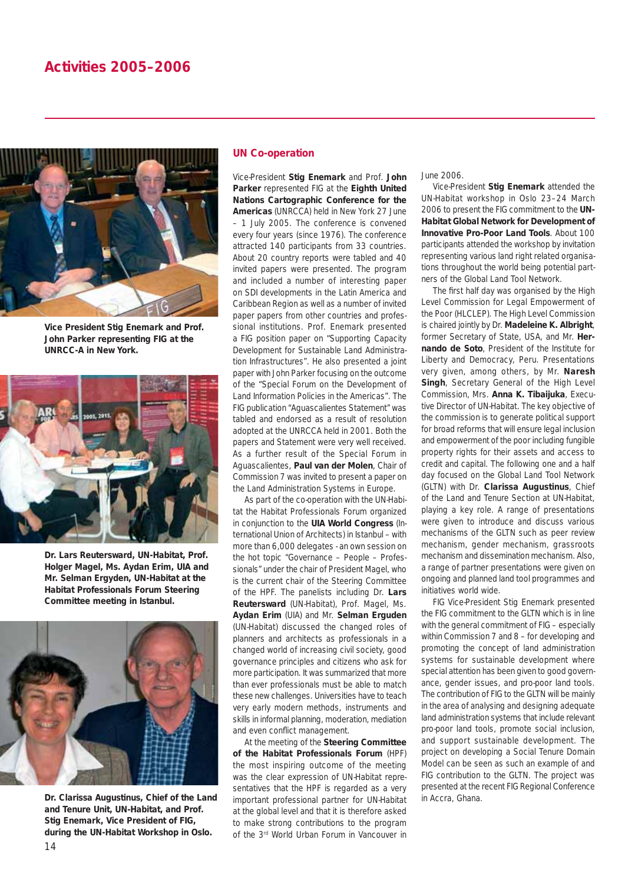# Activities 2005–2006

Vice President Stig Enemark and Prof. John Parker representing FIG at the UNRCC-A in New York.

Dr. Lars Reutersward, UN-Habitat, Prof. Holger Magel, Ms. Aydan Erim, UIA and Mr. Selman Ergyden, UN-Habitat at the Habitat Professionals Forum Steering Committee meeting in Istanbul.

Dr. Clarissa Augustinus, Chief of the Land and Tenure Unit, UN-Habitat, and Prof. Stig Enemark, Vice President of FIG, during the UN-Habitat Workshop in Oslo.

## UN Co-operation

Vice-President **Stig Enemark** and Prof. **John Parker** represented FIG at the **Eighth United Nations Cartographic Conference for the Americas** (UNRCCA) held in New York 27 June – 1 July 2005. The conference is convened every four years (since 1976). The conference attracted 140 participants from 33 countries. About 20 country reports were tabled and 40 invited papers were presented. The program and included a number of interesting paper on SDI developments in the Latin America and Caribbean Region as well as a number of invited paper papers from other countries and professional institutions. Prof. Enemark presented a FIG position paper on "Supporting Capacity Development for Sustainable Land Administration Infrastructures". He also presented a joint paper with John Parker focusing on the outcome of the "Special Forum on the Development of Land Information Policies in the Americas". The FIG publication "Aguascalientes Statement" was tabled and endorsed as a result of resolution adopted at the UNRCCA held in 2001. Both the papers and Statement were very well received. As a further result of the Special Forum in Aguascalientes, **Paul van der Molen**, Chair of Commission 7 was invited to present a paper on the Land Administration Systems in Europe.

As part of the co-operation with the UN-Habitat the Habitat Professionals Forum organized in conjunction to the **UIA World Congress** (International Union of Architects) in Istanbul – with more than 6,000 delegates - an own session on the hot topic "Governance – People – Professionals" under the chair of President Magel, who is the current chair of the Steering Committee of the HPF. The panelists including Dr. **Lars Reutersward** (UN-Habitat), Prof. Magel, Ms. **Aydan Erim** (UIA) and Mr. **Selman Erguden** (UN-Habitat) discussed the changed roles of planners and architects as professionals in a changed world of increasing civil society, good governance principles and citizens who ask for more participation. It was summarized that more than ever professionals must be able to match these new challenges. Universities have to teach very early modern methods, instruments and skills in informal planning, moderation, mediation and even conflict management.

At the meeting of the **Steering Committee of the Habitat Professionals Forum** (HPF) the most inspiring outcome of the meeting was the clear expression of UN-Habitat representatives that the HPF is regarded as a very important professional partner for UN-Habitat at the global level and that it is therefore asked to make strong contributions to the program of the 3rd World Urban Forum in Vancouver in June 2006.

Vice-President **Stig Enemark** attended the UN-Habitat workshop in Oslo 23–24 March 2006 to present the FIG commitment to the **UN-Habitat Global Network for Development of Innovative Pro-Poor Land Tools**. About 100 participants attended the workshop by invitation representing various land right related organisations throughout the world being potential partners of the Global Land Tool Network.

The first half day was organised by the High Level Commission for Legal Empowerment of the Poor (HLCLEP). The High Level Commission is chaired jointly by Dr. **Madeleine K. Albright**, former Secretary of State, USA, and Mr. **Hernando de Soto**, President of the Institute for Liberty and Democracy, Peru. Presentations very given, among others, by Mr. **Naresh Singh**, Secretary General of the High Level Commission, Mrs. **Anna K. Tibaijuka**, Executive Director of UN-Habitat. The key objective of the commission is to generate political support for broad reforms that will ensure legal inclusion and empowerment of the poor including fungible property rights for their assets and access to credit and capital. The following one and a half day focused on the Global Land Tool Network (GLTN) with Dr. **Clarissa Augustinus**, Chief of the Land and Tenure Section at UN-Habitat, playing a key role. A range of presentations were given to introduce and discuss various mechanisms of the GLTN such as peer review mechanism, gender mechanism, grassroots mechanism and dissemination mechanism. Also, a range of partner presentations were given on ongoing and planned land tool programmes and initiatives world wide.

FIG Vice-President Stig Enemark presented the FIG commitment to the GLTN which is in line with the general commitment of FIG – especially within Commission 7 and 8 – for developing and promoting the concept of land administration systems for sustainable development where special attention has been given to good governance, gender issues, and pro-poor land tools. The contribution of FIG to the GLTN will be mainly in the area of analysing and designing adequate land administration systems that include relevant pro-poor land tools, promote social inclusion, and support sustainable development. The project on developing a Social Tenure Domain Model can be seen as such an example of and FIG contribution to the GLTN. The project was presented at the recent FIG Regional Conference in Accra, Ghana.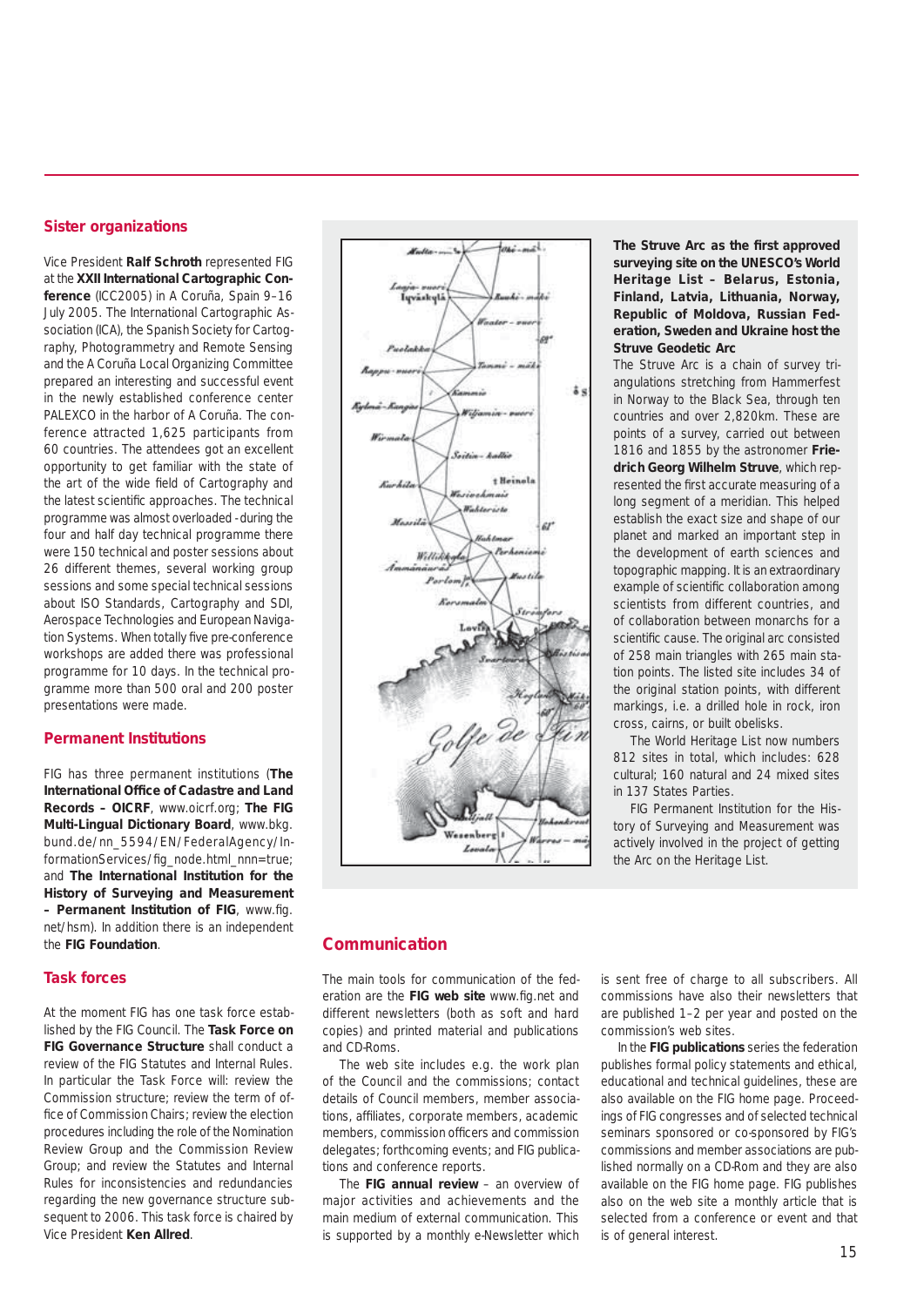## Sister organizations

Vice President **Ralf Schroth** represented FIG at the **XXII International Cartographic Conference** (ICC2005) in A Coruña, Spain 9–16 July 2005. The International Cartographic Association (ICA), the Spanish Society for Cartography, Photogrammetry and Remote Sensing and the A Coruña Local Organizing Committee prepared an interesting and successful event in the newly established conference center PALEXCO in the harbor of A Coruña. The conference attracted 1,625 participants from 60 countries. The attendees got an excellent opportunity to get familiar with the state of the art of the wide field of Cartography and the latest scientific approaches. The technical programme was almost overloaded - during the four and half day technical programme there were 150 technical and poster sessions about 26 different themes, several working group sessions and some special technical sessions about ISO Standards, Cartography and SDI, Aerospace Technologies and European Navigation Systems. When totally five pre-conference workshops are added there was professional programme for 10 days. In the technical programme more than 500 oral and 200 poster presentations were made.

## Permanent Institutions

FIG has three permanent institutions (**The International Office of Cadastre and Land Records – OICRF**, www.oicrf.org; **The FIG Multi-Lingual Dictionary Board**, www.bkg.bund.de/nn_5594/EN/FederalAgency/InformationServices/fig_node.html_nnn=true; and **The International Institution for the History of Surveying and Measurement – Permanent Institution of FIG**, www.fig.net/hsm). In addition there is an independent the **FIG Foundation**.

## Task forces

At the moment FIG has one task force established by the FIG Council. The **Task Force on FIG Governance Structure** shall conduct a review of the FIG Statutes and Internal Rules. In particular the Task Force will: review the Commission structure; review the term of office of Commission Chairs; review the election procedures including the role of the Nomination Review Group and the Commission Review Group; and review the Statutes and Internal Rules for inconsistencies and redundancies regarding the new governance structure subsequent to 2006. This task force is chaired by Vice President **Ken Allred**.

**The Struve Arc as the first approved surveying site on the UNESCO's World Heritage List – Belarus, Estonia, Finland, Latvia, Lithuania, Norway, Republic of Moldova, Russian Federation, Sweden and Ukraine host the Struve Geodetic Arc**

The Struve Arc is a chain of survey triangulations stretching from Hammerfest in Norway to the Black Sea, through ten countries and over 2,820km. These are points of a survey, carried out between 1816 and 1855 by the astronomer **Friedrich Georg Wilhelm Struve**, which represented the first accurate measuring of a long segment of a meridian. This helped establish the exact size and shape of our planet and marked an important step in the development of earth sciences and topographic mapping. It is an extraordinary example of scientific collaboration among scientists from different countries, and of collaboration between monarchs for a scientific cause. The original arc consisted of 258 main triangles with 265 main station points. The listed site includes 34 of the original station points, with different markings, i.e. a drilled hole in rock, iron cross, cairns, or built obelisks.

The World Heritage List now numbers 812 sites in total, which includes: 628 cultural; 160 natural and 24 mixed sites in 137 States Parties.

FIG Permanent Institution for the History of Surveying and Measurement was actively involved in the project of getting the Arc on the Heritage List.

## Communication

The main tools for communication of the federation are the **FIG web site** www.fig.net and different newsletters (both as soft and hard copies) and printed material and publications and CD-Roms.

The web site includes e.g. the work plan of the Council and the commissions; contact details of Council members, member associations, affiliates, corporate members, academic members, commission officers and commission delegates; forthcoming events; and FIG publications and conference reports.

The **FIG annual review** – an overview of major activities and achievements and the main medium of external communication. This is supported by a monthly e-Newsletter which is sent free of charge to all subscribers. All commissions have also their newsletters that are published 1–2 per year and posted on the commission's web sites.

In the **FIG publications** series the federation publishes formal policy statements and ethical, educational and technical guidelines, these are also available on the FIG home page. Proceedings of FIG congresses and of selected technical seminars sponsored or co-sponsored by FIG's commissions and member associations are published normally on a CD-Rom and they are also available on the FIG home page. FIG publishes also on the web site a monthly article that is selected from a conference or event and that is of general interest.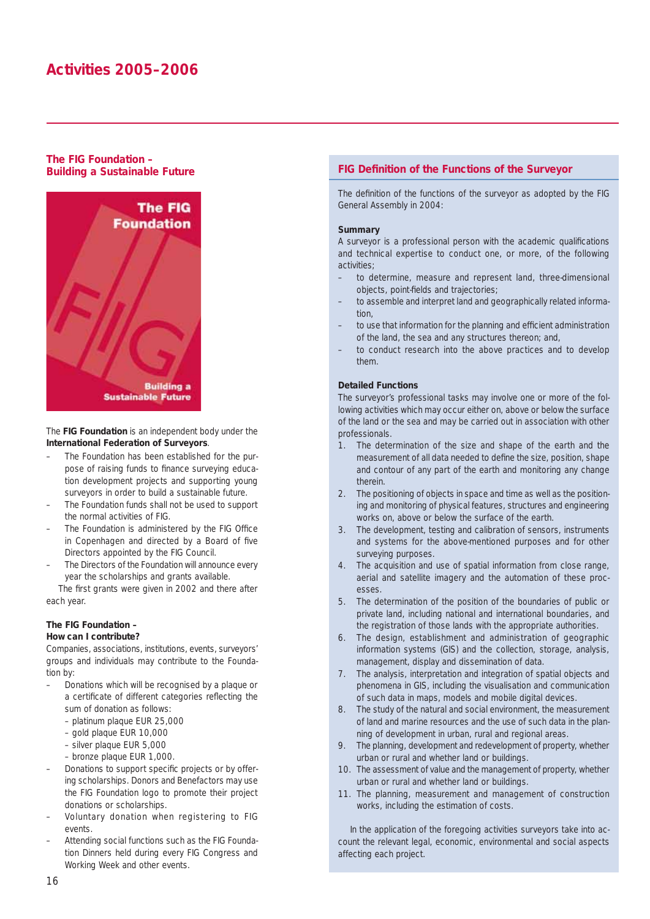# Activities 2005–2006

## The FIG Foundation – Building a Sustainable Future

The **FIG Foundation** is an independent body under the **International Federation of Surveyors**.

- The Foundation has been established for the purpose of raising funds to finance surveying education development projects and supporting young surveyors in order to build a sustainable future.
- The Foundation funds shall not be used to support the normal activities of FIG.
- The Foundation is administered by the FIG Office in Copenhagen and directed by a Board of five Directors appointed by the FIG Council.
- The Directors of the Foundation will announce every year the scholarships and grants available.

The first grants were given in 2002 and there after each year.

### The FIG Foundation – How can I contribute?

Companies, associations, institutions, events, surveyors' groups and individuals may contribute to the Foundation by:

- Donations which will be recognised by a plaque or a certificate of different categories reflecting the sum of donation as follows:
  - platinum plaque EUR 25,000
  - gold plaque EUR 10,000
  - silver plaque EUR 5,000
  - bronze plaque EUR 1,000.
- Donations to support specific projects or by offering scholarships. Donors and Benefactors may use the FIG Foundation logo to promote their project donations or scholarships.
- Voluntary donation when registering to FIG events.
- Attending social functions such as the FIG Foundation Dinners held during every FIG Congress and Working Week and other events.

## FIG Definition of the Functions of the Surveyor

The definition of the functions of the surveyor as adopted by the FIG General Assembly in 2004:

### Summary

A surveyor is a professional person with the academic qualifications and technical expertise to conduct one, or more, of the following activities;

- to determine, measure and represent land, three-dimensional objects, point-fields and trajectories;
- to assemble and interpret land and geographically related information,
- to use that information for the planning and efficient administration of the land, the sea and any structures thereon; and,
- to conduct research into the above practices and to develop them.

### Detailed Functions

The surveyor's professional tasks may involve one or more of the following activities which may occur either on, above or below the surface of the land or the sea and may be carried out in association with other professionals.

1. The determination of the size and shape of the earth and the measurement of all data needed to define the size, position, shape and contour of any part of the earth and monitoring any change therein.
2. The positioning of objects in space and time as well as the positioning and monitoring of physical features, structures and engineering works on, above or below the surface of the earth.
3. The development, testing and calibration of sensors, instruments and systems for the above-mentioned purposes and for other surveying purposes.
4. The acquisition and use of spatial information from close range, aerial and satellite imagery and the automation of these processes.
5. The determination of the position of the boundaries of public or private land, including national and international boundaries, and the registration of those lands with the appropriate authorities.
6. The design, establishment and administration of geographic information systems (GIS) and the collection, storage, analysis, management, display and dissemination of data.
7. The analysis, interpretation and integration of spatial objects and phenomena in GIS, including the visualisation and communication of such data in maps, models and mobile digital devices.
8. The study of the natural and social environment, the measurement of land and marine resources and the use of such data in the planning of development in urban, rural and regional areas.
9. The planning, development and redevelopment of property, whether urban or rural and whether land or buildings.
10. The assessment of value and the management of property, whether urban or rural and whether land or buildings.
11. The planning, measurement and management of construction works, including the estimation of costs.

In the application of the foregoing activities surveyors take into account the relevant legal, economic, environmental and social aspects affecting each project.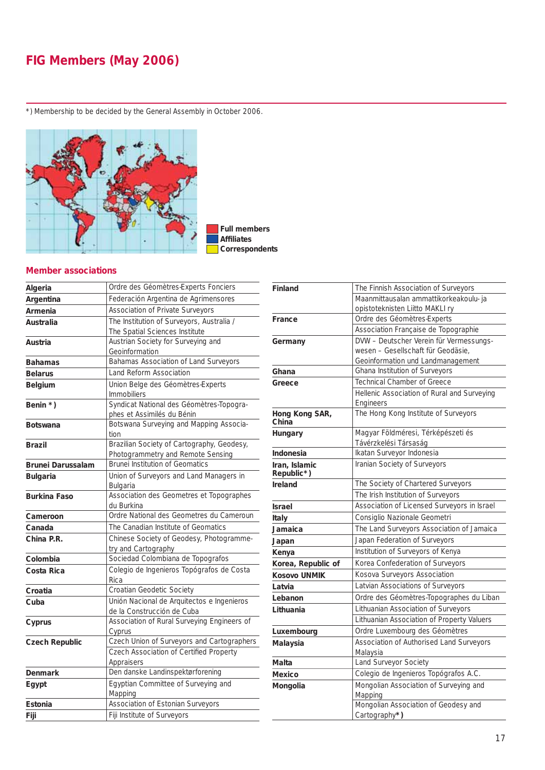# FIG Members (May 2006)

*) Membership to be decided by the General Assembly in October 2006.

Full members
Affiliates
Correspondents

## Member associations

| Country | Association |
|---|---|
| **Algeria** | Ordre des Géomètres-Experts Fonciers |
| **Argentina** | Federación Argentina de Agrimensores |
| **Armenia** | Association of Private Surveyors |
| **Australia** | The Institution of Surveyors, Australia / The Spatial Sciences Institute |
| **Austria** | Austrian Society for Surveying and Geoinformation |
| **Bahamas** | Bahamas Association of Land Surveyors |
| **Belarus** | Land Reform Association |
| **Belgium** | Union Belge des Géomètres-Experts Immobiliers |
| **Benin *)** | Syndicat National des Géomètres-Topographes et Assimilés du Bénin |
| **Botswana** | Botswana Surveying and Mapping Association |
| **Brazil** | Brazilian Society of Cartography, Geodesy, Photogrammetry and Remote Sensing |
| **Brunei Darussalam** | Brunei Institution of Geomatics |
| **Bulgaria** | Union of Surveyors and Land Managers in Bulgaria |
| **Burkina Faso** | Association des Geometres et Topographes du Burkina |
| **Cameroon** | Ordre National des Geometres du Cameroun |
| **Canada** | The Canadian Institute of Geomatics |
| **China P.R.** | Chinese Society of Geodesy, Photogrammetry and Cartography |
| **Colombia** | Sociedad Colombiana de Topografos |
| **Costa Rica** | Colegio de Ingenieros Topógrafos de Costa Rica |
| **Croatia** | Croatian Geodetic Society |
| **Cuba** | Unión Nacional de Arquitectos e Ingenieros de la Construcción de Cuba |
| **Cyprus** | Association of Rural Surveying Engineers of Cyprus |
| **Czech Republic** | Czech Union of Surveyors and Cartographers |
| | Czech Association of Certified Property Appraisers |
| **Denmark** | Den danske Landinspektørforening |
| **Egypt** | Egyptian Committee of Surveying and Mapping |
| **Estonia** | Association of Estonian Surveyors |
| **Fiji** | Fiji Institute of Surveyors |
| **Finland** | The Finnish Association of Surveyors |
| | Maanmittausalan ammattikorkeakoulu- ja opistoteknisten Liitto MAKLI ry |
| **France** | Ordre des Géomètres-Experts |
| | Association Française de Topographie |
| **Germany** | DVW – Deutscher Verein für Vermessungswesen – Gesellschaft für Geodäsie, Geoinformation und Landmanagement |
| **Ghana** | Ghana Institution of Surveyors |
| **Greece** | Technical Chamber of Greece |
| | Hellenic Association of Rural and Surveying Engineers |
| **Hong Kong SAR, China** | The Hong Kong Institute of Surveyors |
| **Hungary** | Magyar Földméresi, Térképészeti és Távérzkelési Társaság |
| **Indonesia** | Ikatan Surveyor Indonesia |
| **Iran, Islamic Republic*)** | Iranian Society of Surveyors |
| **Ireland** | The Society of Chartered Surveyors |
| | The Irish Institution of Surveyors |
| **Israel** | Association of Licensed Surveyors in Israel |
| **Italy** | Consiglio Nazionale Geometri |
| **Jamaica** | The Land Surveyors Association of Jamaica |
| **Japan** | Japan Federation of Surveyors |
| **Kenya** | Institution of Surveyors of Kenya |
| **Korea, Republic of** | Korea Confederation of Surveyors |
| **Kosovo UNMIK** | Kosova Surveyors Association |
| **Latvia** | Latvian Associations of Surveyors |
| **Lebanon** | Ordre des Géomètres-Topographes du Liban |
| **Lithuania** | Lithuanian Association of Surveyors |
| | Lithuanian Association of Property Valuers |
| **Luxembourg** | Ordre Luxembourg des Géomètres |
| **Malaysia** | Association of Authorised Land Surveyors Malaysia |
| **Malta** | Land Surveyor Society |
| **Mexico** | Colegio de Ingenieros Topógrafos A.C. |
| **Mongolia** | Mongolian Association of Surveying and Mapping |
| | Mongolian Association of Geodesy and Cartography*) |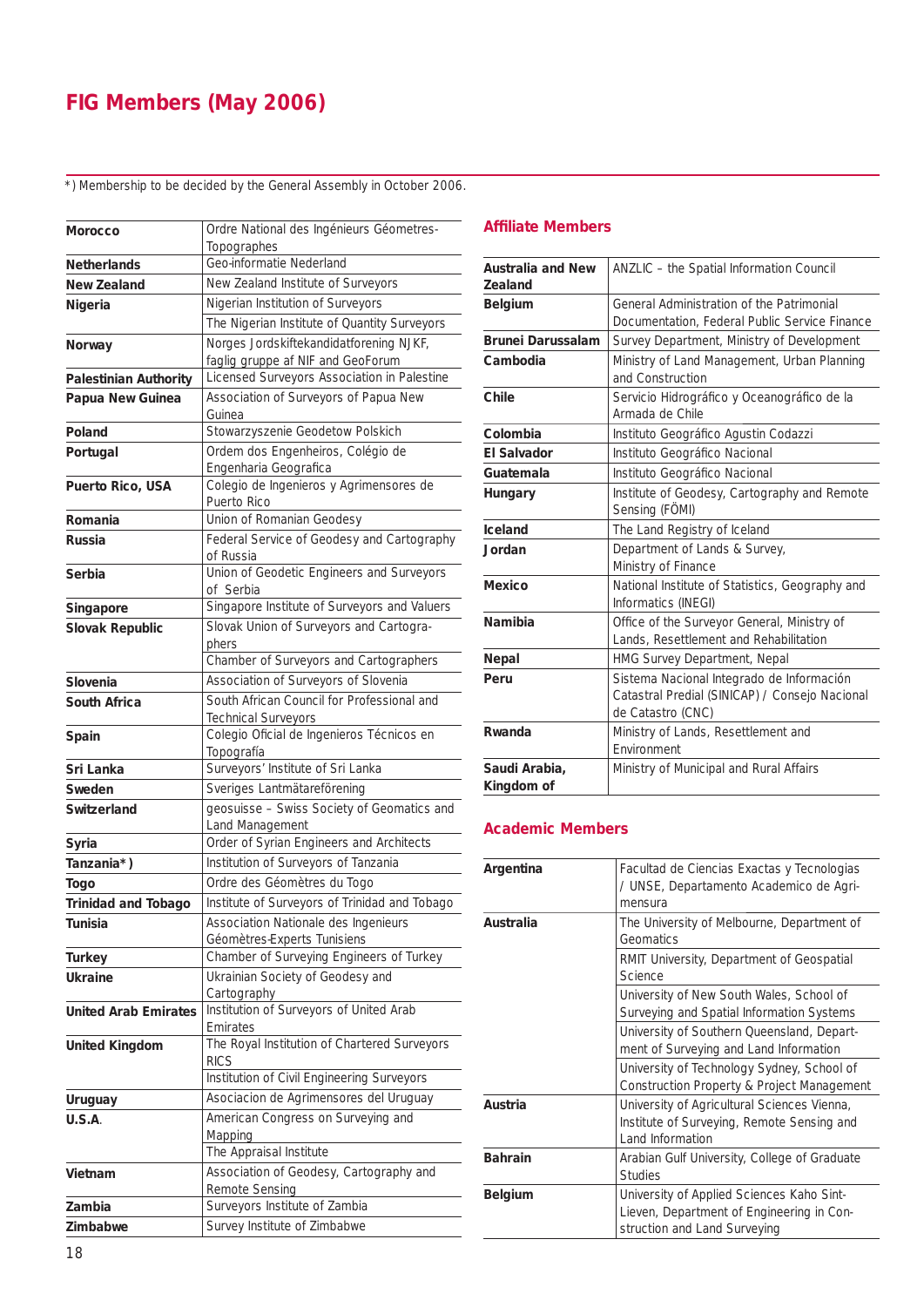# FIG Members (May 2006)

*) Membership to be decided by the General Assembly in October 2006.

| | |
|---|---|
| **Morocco** | Ordre National des Ingénieurs Géometres-Topographes |
| **Netherlands** | Geo-informatie Nederland |
| **New Zealand** | New Zealand Institute of Surveyors |
| **Nigeria** | Nigerian Institution of Surveyors |
| | The Nigerian Institute of Quantity Surveyors |
| **Norway** | Norges Jordskiftekandidatforening NJKF, faglig gruppe af NIF and GeoForum |
| **Palestinian Authority** | Licensed Surveyors Association in Palestine |
| **Papua New Guinea** | Association of Surveyors of Papua New Guinea |
| **Poland** | Stowarzyszenie Geodetow Polskich |
| **Portugal** | Ordem dos Engenheiros, Colégio de Engenharia Geografica |
| **Puerto Rico, USA** | Colegio de Ingenieros y Agrimensores de Puerto Rico |
| **Romania** | Union of Romanian Geodesy |
| **Russia** | Federal Service of Geodesy and Cartography of Russia |
| **Serbia** | Union of Geodetic Engineers and Surveyors of Serbia |
| **Singapore** | Singapore Institute of Surveyors and Valuers |
| **Slovak Republic** | Slovak Union of Surveyors and Cartographers |
| | Chamber of Surveyors and Cartographers |
| **Slovenia** | Association of Surveyors of Slovenia |
| **South Africa** | South African Council for Professional and Technical Surveyors |
| **Spain** | Colegio Oficial de Ingenieros Técnicos en Topografía |
| **Sri Lanka** | Surveyors' Institute of Sri Lanka |
| **Sweden** | Sveriges Lantmätareförening |
| **Switzerland** | geosuisse – Swiss Society of Geomatics and Land Management |
| **Syria** | Order of Syrian Engineers and Architects |
| **Tanzania*)** | Institution of Surveyors of Tanzania |
| **Togo** | Ordre des Géomètres du Togo |
| **Trinidad and Tobago** | Institute of Surveyors of Trinidad and Tobago |
| **Tunisia** | Association Nationale des Ingenieurs Géomètres-Experts Tunisiens |
| **Turkey** | Chamber of Surveying Engineers of Turkey |
| **Ukraine** | Ukrainian Society of Geodesy and Cartography |
| **United Arab Emirates** | Institution of Surveyors of United Arab Emirates |
| **United Kingdom** | The Royal Institution of Chartered Surveyors RICS |
| | Institution of Civil Engineering Surveyors |
| **Uruguay** | Asociacion de Agrimensores del Uruguay |
| **U.S.A.** | American Congress on Surveying and Mapping |
| | The Appraisal Institute |
| **Vietnam** | Association of Geodesy, Cartography and Remote Sensing |
| **Zambia** | Surveyors Institute of Zambia |
| **Zimbabwe** | Survey Institute of Zimbabwe |

## Affiliate Members

| | |
|---|---|
| **Australia and New Zealand** | ANZLIC – the Spatial Information Council |
| **Belgium** | General Administration of the Patrimonial Documentation, Federal Public Service Finance |
| **Brunei Darussalam** | Survey Department, Ministry of Development |
| **Cambodia** | Ministry of Land Management, Urban Planning and Construction |
| **Chile** | Servicio Hidrográfico y Oceanográfico de la Armada de Chile |
| **Colombia** | Instituto Geográfico Agustin Codazzi |
| **El Salvador** | Instituto Geográfico Nacional |
| **Guatemala** | Instituto Geográfico Nacional |
| **Hungary** | Institute of Geodesy, Cartography and Remote Sensing (FÖMI) |
| **Iceland** | The Land Registry of Iceland |
| **Jordan** | Department of Lands & Survey, Ministry of Finance |
| **Mexico** | National Institute of Statistics, Geography and Informatics (INEGI) |
| **Namibia** | Office of the Surveyor General, Ministry of Lands, Resettlement and Rehabilitation |
| **Nepal** | HMG Survey Department, Nepal |
| **Peru** | Sistema Nacional Integrado de Información Catastral Predial (SINICAP) / Consejo Nacional de Catastro (CNC) |
| **Rwanda** | Ministry of Lands, Resettlement and Environment |
| **Saudi Arabia, Kingdom of** | Ministry of Municipal and Rural Affairs |

## Academic Members

| | |
|---|---|
| **Argentina** | Facultad de Ciencias Exactas y Tecnologias / UNSE, Departamento Academico de Agrimensura |
| **Australia** | The University of Melbourne, Department of Geomatics |
| | RMIT University, Department of Geospatial Science |
| | University of New South Wales, School of Surveying and Spatial Information Systems |
| | University of Southern Queensland, Department of Surveying and Land Information |
| | University of Technology Sydney, School of Construction Property & Project Management |
| **Austria** | University of Agricultural Sciences Vienna, Institute of Surveying, Remote Sensing and Land Information |
| **Bahrain** | Arabian Gulf University, College of Graduate Studies |
| **Belgium** | University of Applied Sciences Kaho Sint-Lieven, Department of Engineering in Construction and Land Surveying |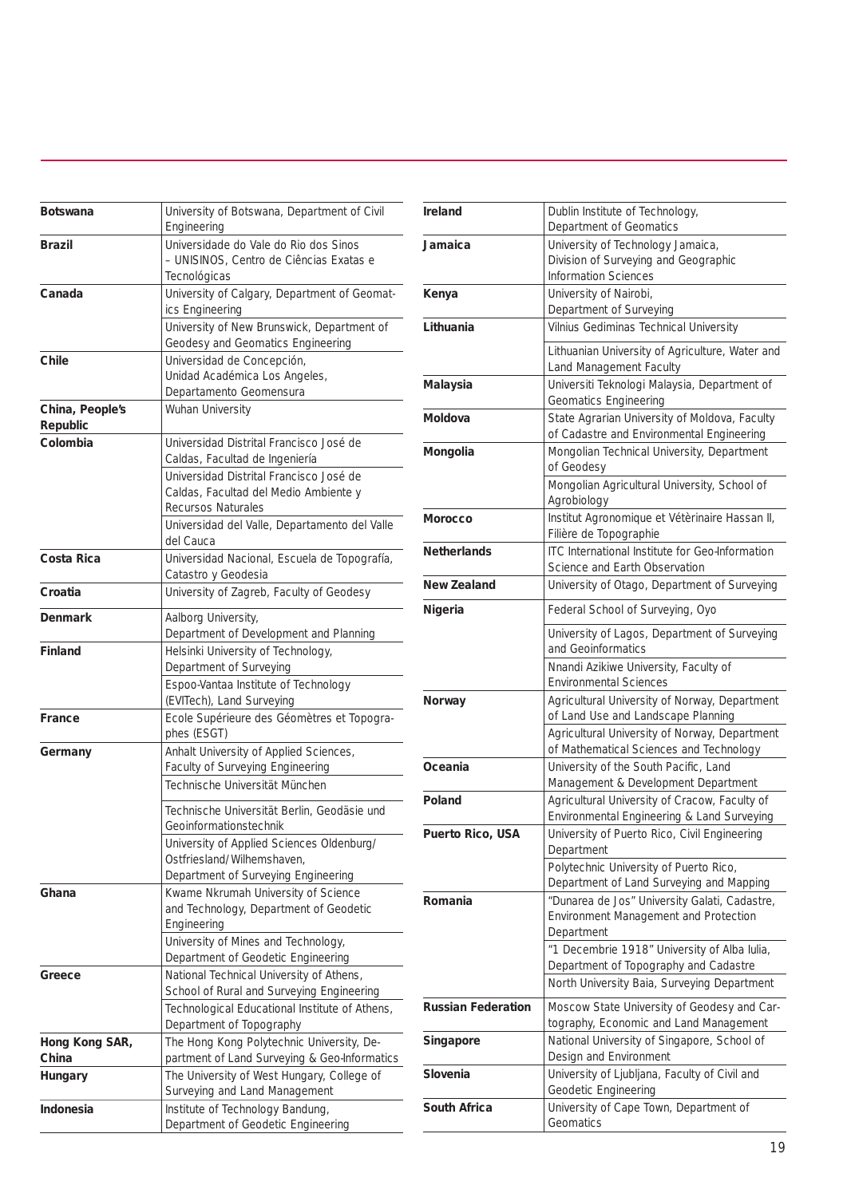| Country | Institution |
|---|---|
| **Botswana** | University of Botswana, Department of Civil Engineering |
| **Brazil** | Universidade do Vale do Rio dos Sinos – UNISINOS, Centro de Ciências Exatas e Tecnológicas |
| **Canada** | University of Calgary, Department of Geomatics Engineering |
| | University of New Brunswick, Department of Geodesy and Geomatics Engineering |
| **Chile** | Universidad de Concepción, Unidad Académica Los Angeles, Departamento Geomensura |
| **China, People's Republic** | Wuhan University |
| **Colombia** | Universidad Distrital Francisco José de Caldas, Facultad de Ingeniería |
| | Universidad Distrital Francisco José de Caldas, Facultad del Medio Ambiente y Recursos Naturales |
| | Universidad del Valle, Departamento del Valle del Cauca |
| **Costa Rica** | Universidad Nacional, Escuela de Topografía, Catastro y Geodesia |
| **Croatia** | University of Zagreb, Faculty of Geodesy |
| **Denmark** | Aalborg University, Department of Development and Planning |
| **Finland** | Helsinki University of Technology, Department of Surveying |
| | Espoo-Vantaa Institute of Technology (EVITech), Land Surveying |
| **France** | Ecole Supérieure des Géomètres et Topographes (ESGT) |
| **Germany** | Anhalt University of Applied Sciences, Faculty of Surveying Engineering |
| | Technische Universität München |
| | Technische Universität Berlin, Geodäsie und Geoinformationstechnik |
| | University of Applied Sciences Oldenburg/Ostfriesland/Wilhemshaven, Department of Surveying Engineering |
| **Ghana** | Kwame Nkrumah University of Science and Technology, Department of Geodetic Engineering |
| | University of Mines and Technology, Department of Geodetic Engineering |
| **Greece** | National Technical University of Athens, School of Rural and Surveying Engineering |
| | Technological Educational Institute of Athens, Department of Topography |
| **Hong Kong SAR, China** | The Hong Kong Polytechnic University, Department of Land Surveying & Geo-Informatics |
| **Hungary** | The University of West Hungary, College of Surveying and Land Management |
| **Indonesia** | Institute of Technology Bandung, Department of Geodetic Engineering |
| **Ireland** | Dublin Institute of Technology, Department of Geomatics |
| **Jamaica** | University of Technology Jamaica, Division of Surveying and Geographic Information Sciences |
| **Kenya** | University of Nairobi, Department of Surveying |
| **Lithuania** | Vilnius Gediminas Technical University |
| | Lithuanian University of Agriculture, Water and Land Management Faculty |
| **Malaysia** | Universiti Teknologi Malaysia, Department of Geomatics Engineering |
| **Moldova** | State Agrarian University of Moldova, Faculty of Cadastre and Environmental Engineering |
| **Mongolia** | Mongolian Technical University, Department of Geodesy |
| | Mongolian Agricultural University, School of Agrobiology |
| **Morocco** | Institut Agronomique et Vétèrinaire Hassan II, Filière de Topographie |
| **Netherlands** | ITC International Institute for Geo-Information Science and Earth Observation |
| **New Zealand** | University of Otago, Department of Surveying |
| **Nigeria** | Federal School of Surveying, Oyo |
| | University of Lagos, Department of Surveying and Geoinformatics |
| | Nnandi Azikiwe University, Faculty of Environmental Sciences |
| **Norway** | Agricultural University of Norway, Department of Land Use and Landscape Planning |
| | Agricultural University of Norway, Department of Mathematical Sciences and Technology |
| **Oceania** | University of the South Pacific, Land Management & Development Department |
| **Poland** | Agricultural University of Cracow, Faculty of Environmental Engineering & Land Surveying |
| **Puerto Rico, USA** | University of Puerto Rico, Civil Engineering Department |
| | Polytechnic University of Puerto Rico, Department of Land Surveying and Mapping |
| **Romania** | "Dunarea de Jos" University Galati, Cadastre, Environment Management and Protection Department |
| | "1 Decembrie 1918" University of Alba Iulia, Department of Topography and Cadastre |
| | North University Baia, Surveying Department |
| **Russian Federation** | Moscow State University of Geodesy and Cartography, Economic and Land Management |
| **Singapore** | National University of Singapore, School of Design and Environment |
| **Slovenia** | University of Ljubljana, Faculty of Civil and Geodetic Engineering |
| **South Africa** | University of Cape Town, Department of Geomatics |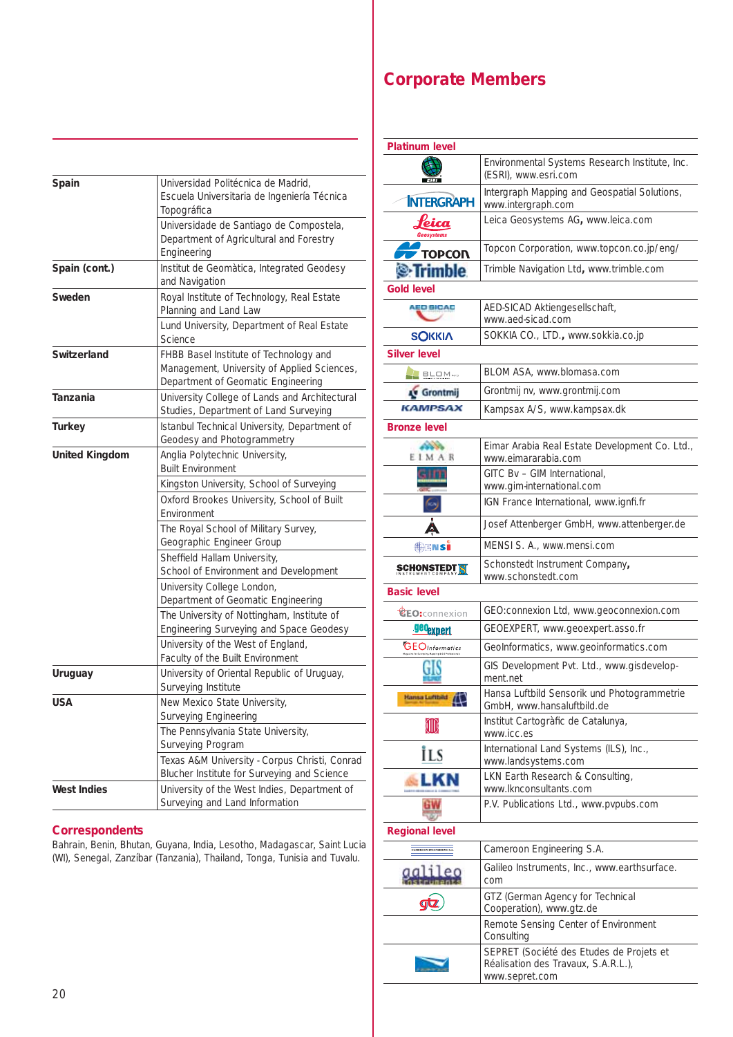| | |
|---|---|
| **Spain** | Universidad Politécnica de Madrid, Escuela Universitaria de Ingeniería Técnica Topográfica |
| | Universidade de Santiago de Compostela, Department of Agricultural and Forestry Engineering |
| **Spain (cont.)** | Institut de Geomàtica, Integrated Geodesy and Navigation |
| **Sweden** | Royal Institute of Technology, Real Estate Planning and Land Law |
| | Lund University, Department of Real Estate Science |
| **Switzerland** | FHBB Basel Institute of Technology and Management, University of Applied Sciences, Department of Geomatic Engineering |
| **Tanzania** | University College of Lands and Architectural Studies, Department of Land Surveying |
| **Turkey** | Istanbul Technical University, Department of Geodesy and Photogrammetry |
| **United Kingdom** | Anglia Polytechnic University, Built Environment |
| | Kingston University, School of Surveying |
| | Oxford Brookes University, School of Built Environment |
| | The Royal School of Military Survey, Geographic Engineer Group |
| | Sheffield Hallam University, School of Environment and Development |
| | University College London, Department of Geomatic Engineering |
| | The University of Nottingham, Institute of Engineering Surveying and Space Geodesy |
| | University of the West of England, Faculty of the Built Environment |
| **Uruguay** | University of Oriental Republic of Uruguay, Surveying Institute |
| **USA** | New Mexico State University, Surveying Engineering |
| | The Pennsylvania State University, Surveying Program |
| | Texas A&M University - Corpus Christi, Conrad Blucher Institute for Surveying and Science |
| **West Indies** | University of the West Indies, Department of Surveying and Land Information |

## Correspondents

Bahrain, Benin, Bhutan, Guyana, India, Lesotho, Madagascar, Saint Lucia (WI), Senegal, Zanzíbar (Tanzania), Thailand, Tonga, Tunisia and Tuvalu.

# Corporate Members

### Platinum level

- Environmental Systems Research Institute, Inc. (ESRI), www.esri.com
- Intergraph Mapping and Geospatial Solutions, www.intergraph.com
- Leica Geosystems AG, www.leica.com
- Topcon Corporation, www.topcon.co.jp/eng/
- Trimble Navigation Ltd, www.trimble.com

### Gold level

- AED-SICAD Aktiengesellschaft, www.aed-sicad.com
- SOKKIA CO., LTD., www.sokkia.co.jp

### Silver level

- BLOM ASA, www.blomasa.com
- Grontmij nv, www.grontmij.com
- Kampsax A/S, www.kampsax.dk

### Bronze level

- Eimar Arabia Real Estate Development Co. Ltd., www.eimararabia.com
- GITC Bv – GIM International, www.gim-international.com
- IGN France International, www.ignfi.fr
- Josef Attenberger GmbH, www.attenberger.de
- MENSI S. A., www.mensi.com
- Schonstedt Instrument Company, www.schonstedt.com

### Basic level

- GEO:connexion Ltd, www.geoconnexion.com
- GEOEXPERT, www.geoexpert.asso.fr
- GeoInformatics, www.geoinformatics.com
- GIS Development Pvt. Ltd., www.gisdevelopment.net
- Hansa Luftbild Sensorik und Photogrammetrie GmbH, www.hansaluftbild.de
- Institut Cartogràfic de Catalunya, www.icc.es
- International Land Systems (ILS), Inc., www.landsystems.com
- LKN Earth Research & Consulting, www.lknconsultants.com
- P.V. Publications Ltd., www.pvpubs.com

### Regional level

- Cameroon Engineering S.A.
- Galileo Instruments, Inc., www.earthsurface.com
- GTZ (German Agency for Technical Cooperation), www.gtz.de
- Remote Sensing Center of Environment Consulting
- SEPRET (Société des Etudes de Projets et Réalisation des Travaux, S.A.R.L.), www.sepret.com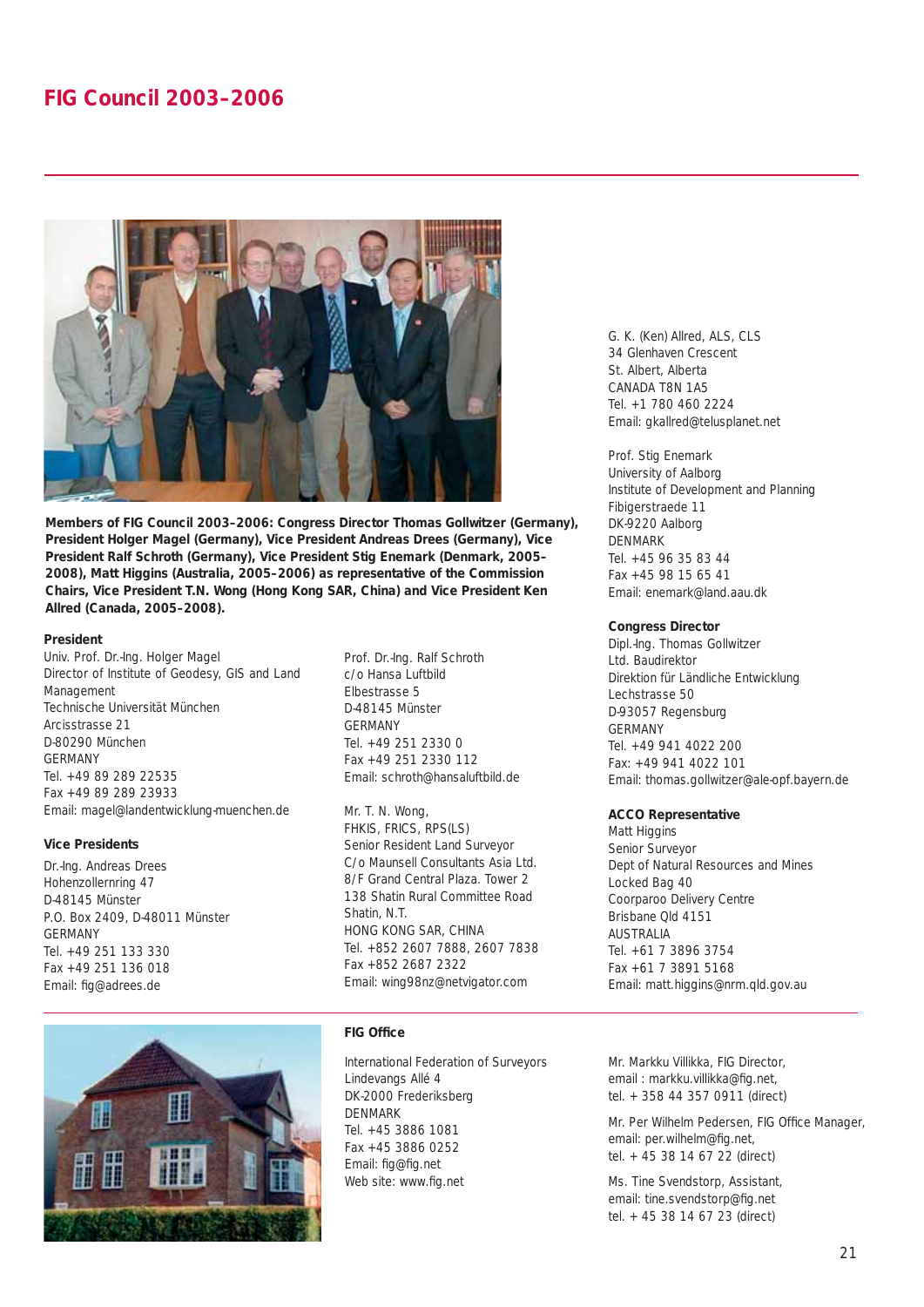# FIG Council 2003–2006

**Members of FIG Council 2003–2006: Congress Director Thomas Gollwitzer (Germany), President Holger Magel (Germany), Vice President Andreas Drees (Germany), Vice President Ralf Schroth (Germany), Vice President Stig Enemark (Denmark, 2005–2008), Matt Higgins (Australia, 2005–2006) as representative of the Commission Chairs, Vice President T.N. Wong (Hong Kong SAR, China) and Vice President Ken Allred (Canada, 2005–2008).**

### President

Univ. Prof. Dr.-Ing. Holger Magel
Director of Institute of Geodesy, GIS and Land Management
Technische Universität München
Arcisstrasse 21
D-80290 München
GERMANY
Tel. +49 89 289 22535
Fax +49 89 289 23933
Email: magel@landentwicklung-muenchen.de

### Vice Presidents

Dr.-Ing. Andreas Drees
Hohenzollernring 47
D-48145 Münster
P.O. Box 2409, D-48011 Münster
GERMANY
Tel. +49 251 133 330
Fax +49 251 136 018
Email: fig@adrees.de

Prof. Dr.-Ing. Ralf Schroth
c/o Hansa Luftbild
Elbestrasse 5
D-48145 Münster
GERMANY
Tel. +49 251 2330 0
Fax +49 251 2330 112
Email: schroth@hansaluftbild.de

Mr. T. N. Wong,
FHKIS, FRICS, RPS(LS)
Senior Resident Land Surveyor
C/o Maunsell Consultants Asia Ltd.
8/F Grand Central Plaza. Tower 2
138 Shatin Rural Committee Road
Shatin, N.T.
HONG KONG SAR, CHINA
Tel. +852 2607 7888, 2607 7838
Fax +852 2687 2322
Email: wing98nz@netvigator.com

G. K. (Ken) Allred, ALS, CLS
34 Glenhaven Crescent
St. Albert, Alberta
CANADA T8N 1A5
Tel. +1 780 460 2224
Email: gkallred@telusplanet.net

Prof. Stig Enemark
University of Aalborg
Institute of Development and Planning
Fibigerstraede 11
DK-9220 Aalborg
DENMARK
Tel. +45 96 35 83 44
Fax +45 98 15 65 41
Email: enemark@land.aau.dk

### Congress Director

Dipl.-Ing. Thomas Gollwitzer
Ltd. Baudirektor
Direktion für Ländliche Entwicklung
Lechstrasse 50
D-93057 Regensburg
GERMANY
Tel. +49 941 4022 200
Fax: +49 941 4022 101
Email: thomas.gollwitzer@ale-opf.bayern.de

### ACCO Representative

Matt Higgins
Senior Surveyor
Dept of Natural Resources and Mines
Locked Bag 40
Coorparoo Delivery Centre
Brisbane Qld 4151
AUSTRALIA
Tel. +61 7 3896 3754
Fax +61 7 3891 5168
Email: matt.higgins@nrm.qld.gov.au

### FIG Office

International Federation of Surveyors
Lindevangs Allé 4
DK-2000 Frederiksberg
DENMARK
Tel. +45 3886 1081
Fax +45 3886 0252
Email: fig@fig.net
Web site: www.fig.net

Mr. Markku Villikka, FIG Director,
email : markku.villikka@fig.net,
tel. + 358 44 357 0911 (direct)

Mr. Per Wilhelm Pedersen, FIG Office Manager,
email: per.wilhelm@fig.net,
tel. + 45 38 14 67 22 (direct)

Ms. Tine Svendstorp, Assistant,
email: tine.svendstorp@fig.net
tel. + 45 38 14 67 23 (direct)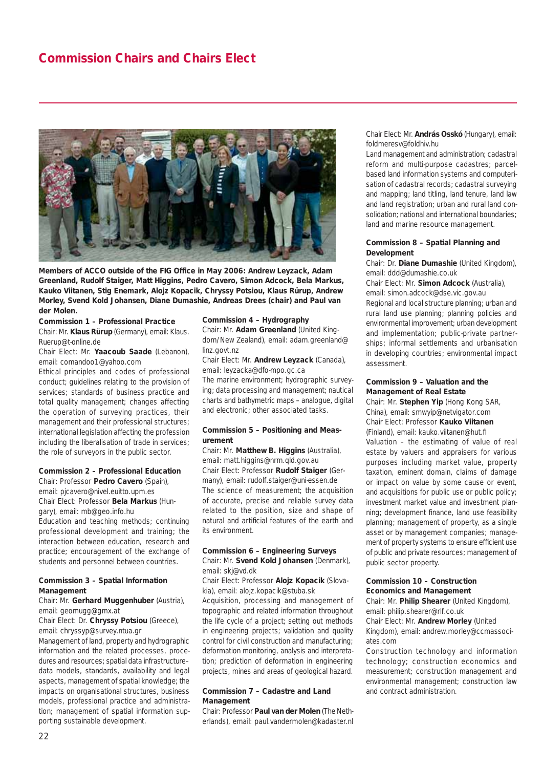# Commission Chairs and Chairs Elect

**Members of ACCO outside of the FIG Office in May 2006: Andrew Leyzack, Adam Greenland, Rudolf Staiger, Matt Higgins, Pedro Cavero, Simon Adcock, Bela Markus, Kauko Viitanen, Stig Enemark, Alojz Kopacik, Chryssy Potsiou, Klaus Rürup, Andrew Morley, Svend Kold Johansen, Diane Dumashie, Andreas Drees (chair) and Paul van der Molen.**

**Commission 1 – Professional Practice**

Chair: Mr. **Klaus Rürup** (Germany), email: Klaus.Ruerup@t-online.de

Chair Elect: Mr. **Yaacoub Saade** (Lebanon), email: comandoo1@yahoo.com

Ethical principles and codes of professional conduct; guidelines relating to the provision of services; standards of business practice and total quality management; changes affecting the operation of surveying practices, their management and their professional structures; international legislation affecting the profession including the liberalisation of trade in services; the role of surveyors in the public sector.

**Commission 2 – Professional Education**

Chair: Professor **Pedro Cavero** (Spain), email: pjcavero@nivel.euitto.upm.es

Chair Elect: Professor **Bela Markus** (Hungary), email: mb@geo.info.hu

Education and teaching methods; continuing professional development and training; the interaction between education, research and practice; encouragement of the exchange of students and personnel between countries.

**Commission 3 – Spatial Information Management**

Chair: Mr. **Gerhard Muggenhuber** (Austria), email: geomugg@gmx.at

Chair Elect: Dr. **Chryssy Potsiou** (Greece), email: chryssyp@survey.ntua.gr

Management of land, property and hydrographic information and the related processes, procedures and resources; spatial data infrastructure–data models, standards, availability and legal aspects, management of spatial knowledge; the impacts on organisational structures, business models, professional practice and administration; management of spatial information supporting sustainable development.

**Commission 4 – Hydrography**

Chair: Mr. **Adam Greenland** (United Kingdom/ New Zealand), email: adam.greenland@linz.govt.nz

Chair Elect: Mr. **Andrew Leyzack** (Canada), email: leyzacka@dfo-mpo.gc.ca

The marine environment; hydrographic surveying; data processing and management; nautical charts and bathymetric maps – analogue, digital and electronic; other associated tasks.

**Commission 5 – Positioning and Measurement**

Chair: Mr. **Matthew B. Higgins** (Australia), email: matt.higgins@nrm.qld.gov.au

Chair Elect: Professor **Rudolf Staiger** (Germany), email: rudolf.staiger@uni-essen.de

The science of measurement; the acquisition of accurate, precise and reliable survey data related to the position, size and shape of natural and artificial features of the earth and its environment.

**Commission 6 – Engineering Surveys**

Chair: Mr. **Svend Kold Johansen** (Denmark), email: skj@vd.dk

Chair Elect: Professor **Alojz Kopacik** (Slovakia), email: alojz.kopacik@stuba.sk

Acquisition, processing and management of topographic and related information throughout the life cycle of a project; setting out methods in engineering projects; validation and quality control for civil construction and manufacturing; deformation monitoring, analysis and interpretation; prediction of deformation in engineering projects, mines and areas of geological hazard.

**Commission 7 – Cadastre and Land Management**

Chair: Professor **Paul van der Molen** (The Netherlands), email: paul.vandermolen@kadaster.nl

Chair Elect: Mr. **András Osskó** (Hungary), email: foldmeresv@foldhiv.hu

Land management and administration; cadastral reform and multi-purpose cadastres; parcel-based land information systems and computerisation of cadastral records; cadastral surveying and mapping; land titling, land tenure, land law and land registration; urban and rural land consolidation; national and international boundaries; land and marine resource management.

**Commission 8 – Spatial Planning and Development**

Chair: Dr. **Diane Dumashie** (United Kingdom), email: ddd@dumashie.co.uk

Chair Elect: Mr. **Simon Adcock** (Australia), email: simon.adcock@dse.vic.gov.au

Regional and local structure planning; urban and rural land use planning; planning policies and environmental improvement; urban development and implementation; public-private partnerships; informal settlements and urbanisation in developing countries; environmental impact assessment.

**Commission 9 – Valuation and the Management of Real Estate**

Chair: Mr. **Stephen Yip** (Hong Kong SAR, China), email: smwyip@netvigator.com

Chair Elect: Professor **Kauko Viitanen** (Finland), email: kauko.viitanen@hut.fi

Valuation – the estimating of value of real estate by valuers and appraisers for various purposes including market value, property taxation, eminent domain, claims of damage or impact on value by some cause or event, and acquisitions for public use or public policy; investment market value and investment planning; development finance, land use feasibility planning; management of property, as a single asset or by management companies; management of property systems to ensure efficient use of public and private resources; management of public sector property.

**Commission 10 – Construction Economics and Management**

Chair: Mr. **Philip Shearer** (United Kingdom), email: philip.shearer@rlf.co.uk

Chair Elect: Mr. **Andrew Morley** (United Kingdom), email: andrew.morley@ccmassociates.com

Construction technology and information technology; construction economics and measurement; construction management and environmental management; construction law and contract administration.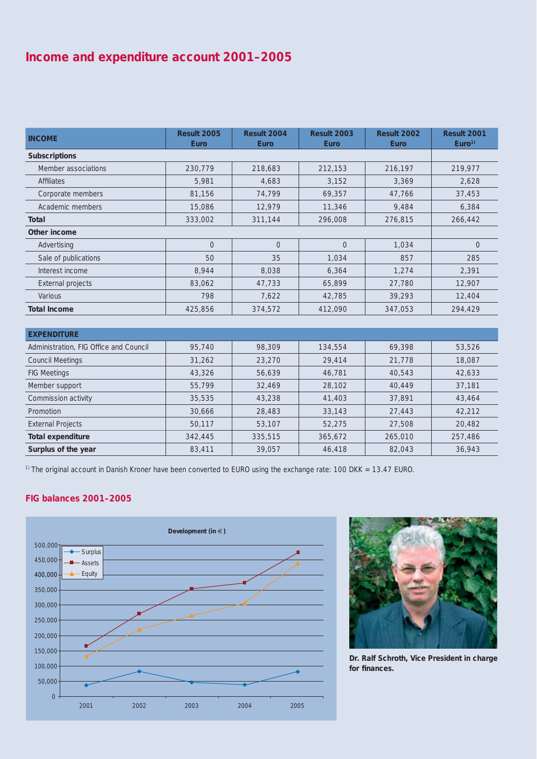# Income and expenditure account 2001–2005

| INCOME | Result 2005 Euro | Result 2004 Euro | Result 2003 Euro | Result 2002 Euro | Result 2001 Euro[1)] |
|---|---|---|---|---|---|
| **Subscriptions** | | | | | |
| Member associations | 230,779 | 218,683 | 212,153 | 216,197 | 219,977 |
| Affiliates | 5,981 | 4,683 | 3,152 | 3,369 | 2,628 |
| Corporate members | 81,156 | 74,799 | 69,357 | 47,766 | 37,453 |
| Academic members | 15,086 | 12,979 | 11,346 | 9,484 | 6,384 |
| **Total** | 333,002 | 311,144 | 296,008 | 276,815 | 266,442 |
| **Other income** | | | | | |
| Advertising | 0 | 0 | 0 | 1,034 | 0 |
| Sale of publications | 50 | 35 | 1,034 | 857 | 285 |
| Interest income | 8,944 | 8,038 | 6,364 | 1,274 | 2,391 |
| External projects | 83,062 | 47,733 | 65,899 | 27,780 | 12,907 |
| Various | 798 | 7,622 | 42,785 | 39,293 | 12,404 |
| **Total Income** | 425,856 | 374,572 | 412,090 | 347,053 | 294,429 |
| **EXPENDITURE** | | | | | |
| Administration, FIG Office and Council | 95,740 | 98,309 | 134,554 | 69,398 | 53,526 |
| Council Meetings | 31,262 | 23,270 | 29,414 | 21,778 | 18,087 |
| FIG Meetings | 43,326 | 56,639 | 46,781 | 40,543 | 42,633 |
| Member support | 55,799 | 32,469 | 28,102 | 40,449 | 37,181 |
| Commission activity | 35,535 | 43,238 | 41,403 | 37,891 | 43,464 |
| Promotion | 30,666 | 28,483 | 33,143 | 27,443 | 42,212 |
| External Projects | 50,117 | 53,107 | 52,275 | 27,508 | 20,482 |
| **Total expenditure** | 342,445 | 335,515 | 365,672 | 265,010 | 257,486 |
| **Surplus of the year** | 83,411 | 39,057 | 46,418 | 82,043 | 36,943 |

[1)] The original account in Danish Kroner have been converted to EURO using the exchange rate: 100 DKK = 13.47 EURO.

## FIG balances 2001–2005

**Development (in €)**

Legend: Surplus, Assets, Equity

Y-axis: 0 – 500,000; X-axis: 2001, 2002, 2003, 2004, 2005

**Dr. Ralf Schroth, Vice President in charge for finances.**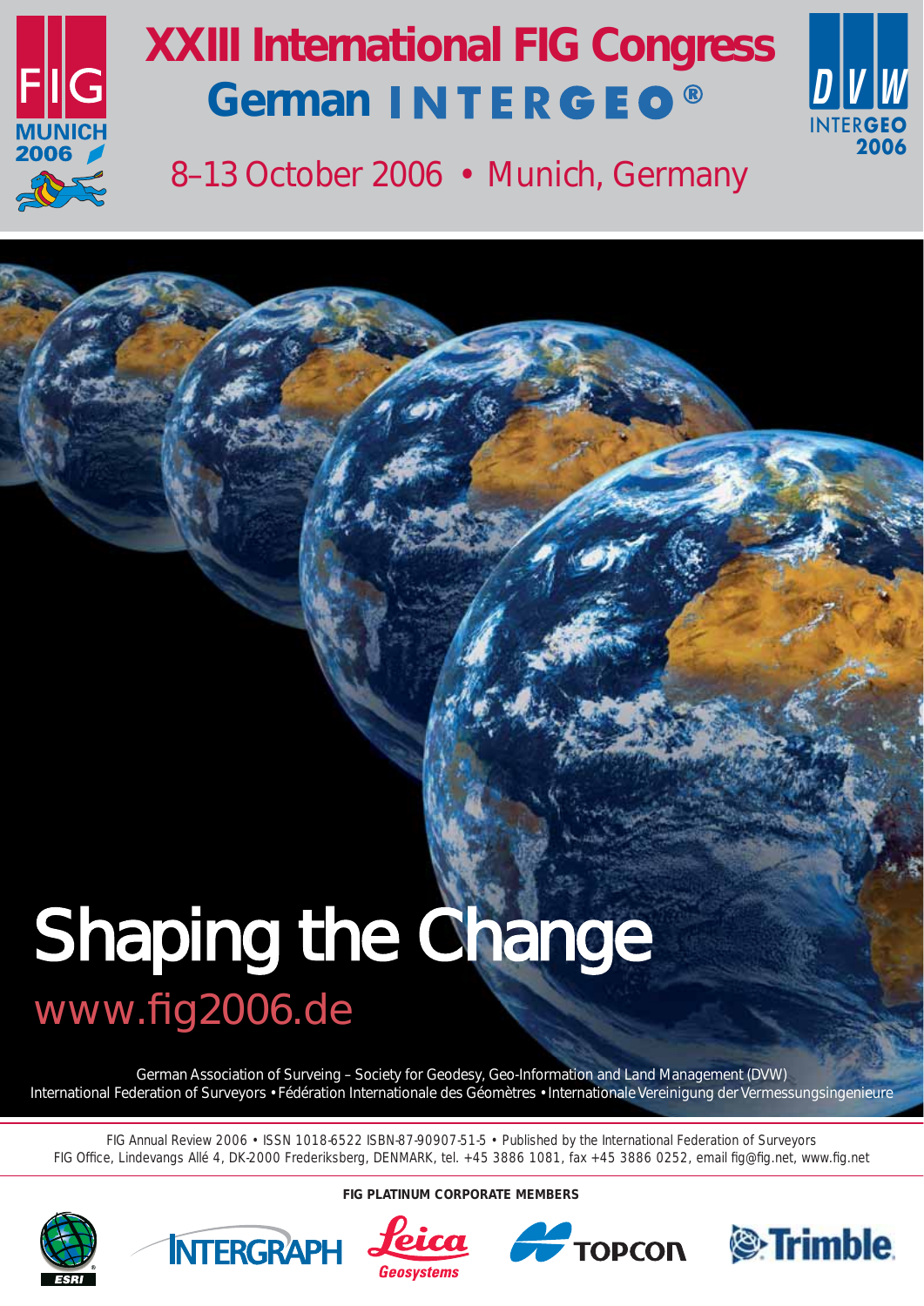# XXIII International FIG Congress

## German INTERGEO®

8–13 October 2006 • Munich, Germany

# Shaping the Change

www.fig2006.de

German Association of Surveing – Society for Geodesy, Geo-Information and Land Management (DVW)
International Federation of Surveyors • Fédération Internationale des Géomètres • Internationale Vereinigung der Vermessungsingenieure

FIG Annual Review 2006 • ISSN 1018-6522 ISBN-87-90907-51-5 • Published by the International Federation of Surveyors
FIG Office, Lindevangs Allé 4, DK-2000 Frederiksberg, DENMARK, tel. +45 3886 1081, fax +45 3886 0252, email fig@fig.net, www.fig.net

**FIG PLATINUM CORPORATE MEMBERS**

ESRI • INTERGRAPH • Leica Geosystems • TOPCON • Trimble